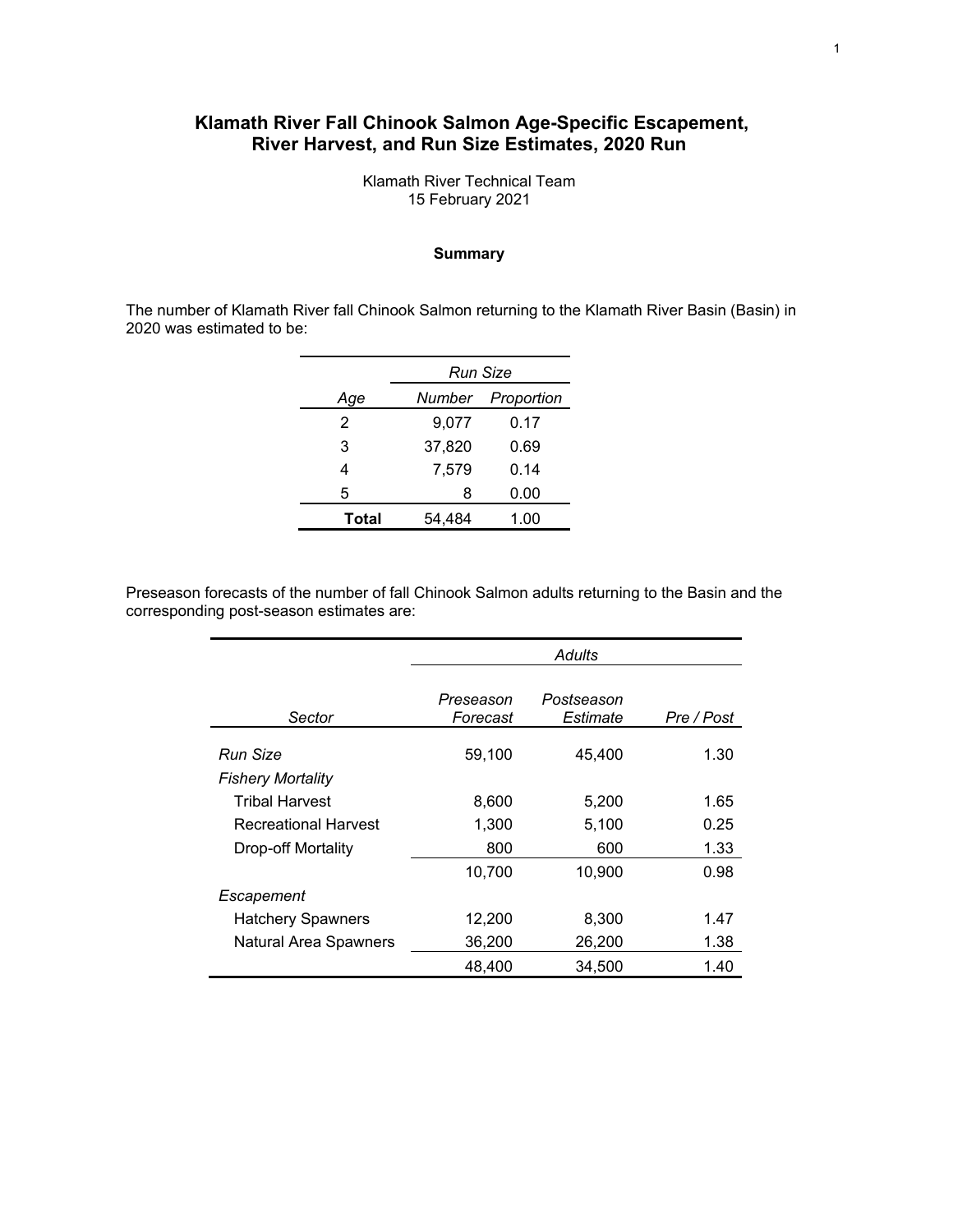# Klamath River Fall Chinook Salmon Age-Specific Escapement, River Harvest, and Run Size Estimates, 2020 Run

Klamath River Technical Team
15 February 2021

### Summary

The number of Klamath River fall Chinook Salmon returning to the Klamath River Basin (Basin) in 2020 was estimated to be:

| | *Run Size* | |
|---|---|---|
| *Age* | *Number* | *Proportion* |
| 2 | 9,077 | 0.17 |
| 3 | 37,820 | 0.69 |
| 4 | 7,579 | 0.14 |
| 5 | 8 | 0.00 |
| **Total** | 54,484 | 1.00 |

Preseason forecasts of the number of fall Chinook Salmon adults returning to the Basin and the corresponding post-season estimates are:

| | *Adults* | | |
|---|---|---|---|
| *Sector* | *Preseason Forecast* | *Postseason Estimate* | *Pre / Post* |
| *Run Size* | 59,100 | 45,400 | 1.30 |
| *Fishery Mortality* | | | |
| Tribal Harvest | 8,600 | 5,200 | 1.65 |
| Recreational Harvest | 1,300 | 5,100 | 0.25 |
| Drop-off Mortality | 800 | 600 | 1.33 |
| | 10,700 | 10,900 | 0.98 |
| *Escapement* | | | |
| Hatchery Spawners | 12,200 | 8,300 | 1.47 |
| Natural Area Spawners | 36,200 | 26,200 | 1.38 |
| | 48,400 | 34,500 | 1.40 |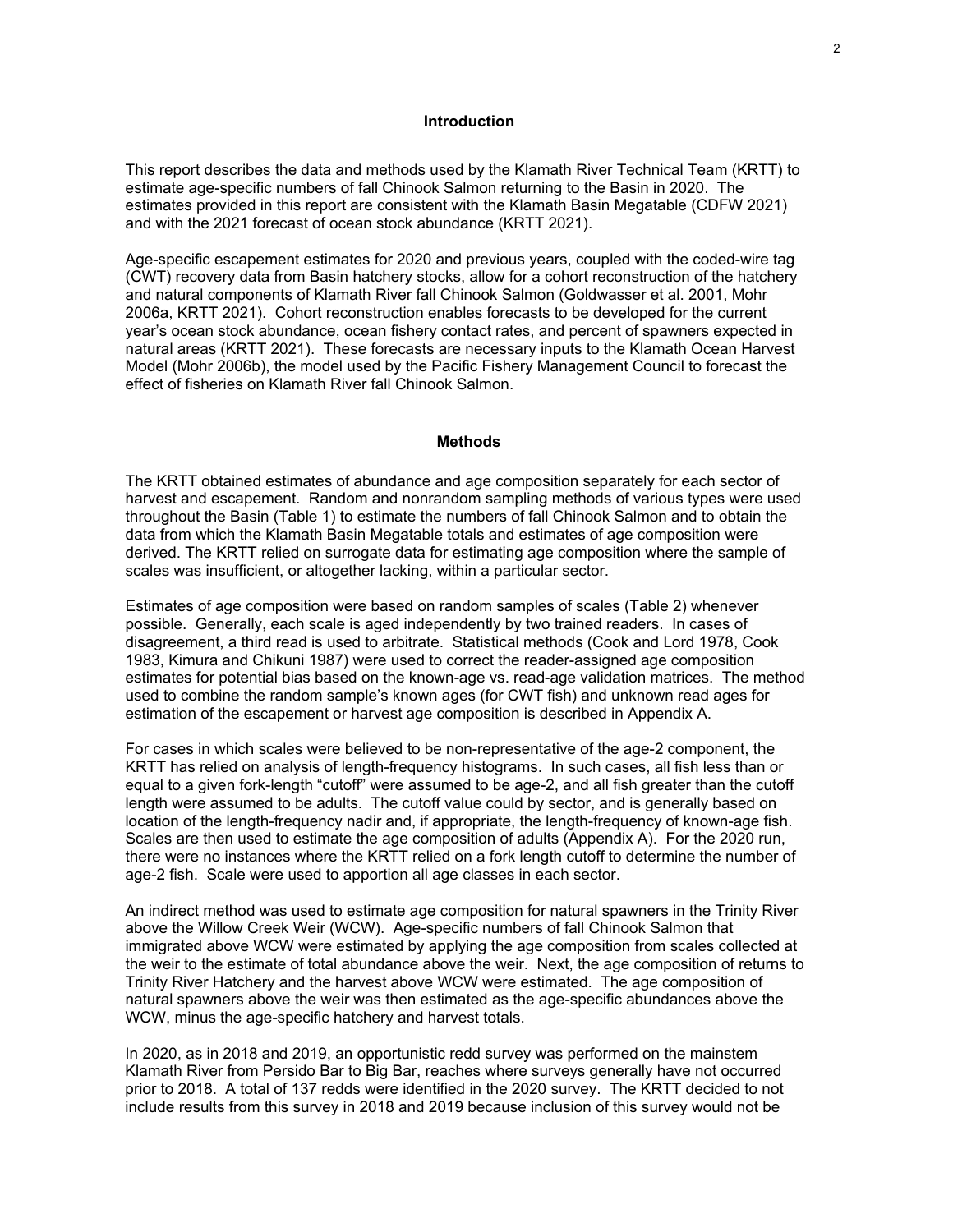## Introduction

This report describes the data and methods used by the Klamath River Technical Team (KRTT) to estimate age-specific numbers of fall Chinook Salmon returning to the Basin in 2020. The estimates provided in this report are consistent with the Klamath Basin Megatable (CDFW 2021) and with the 2021 forecast of ocean stock abundance (KRTT 2021).

Age-specific escapement estimates for 2020 and previous years, coupled with the coded-wire tag (CWT) recovery data from Basin hatchery stocks, allow for a cohort reconstruction of the hatchery and natural components of Klamath River fall Chinook Salmon (Goldwasser et al. 2001, Mohr 2006a, KRTT 2021). Cohort reconstruction enables forecasts to be developed for the current year's ocean stock abundance, ocean fishery contact rates, and percent of spawners expected in natural areas (KRTT 2021). These forecasts are necessary inputs to the Klamath Ocean Harvest Model (Mohr 2006b), the model used by the Pacific Fishery Management Council to forecast the effect of fisheries on Klamath River fall Chinook Salmon.

## Methods

The KRTT obtained estimates of abundance and age composition separately for each sector of harvest and escapement. Random and nonrandom sampling methods of various types were used throughout the Basin (Table 1) to estimate the numbers of fall Chinook Salmon and to obtain the data from which the Klamath Basin Megatable totals and estimates of age composition were derived. The KRTT relied on surrogate data for estimating age composition where the sample of scales was insufficient, or altogether lacking, within a particular sector.

Estimates of age composition were based on random samples of scales (Table 2) whenever possible. Generally, each scale is aged independently by two trained readers. In cases of disagreement, a third read is used to arbitrate. Statistical methods (Cook and Lord 1978, Cook 1983, Kimura and Chikuni 1987) were used to correct the reader-assigned age composition estimates for potential bias based on the known-age vs. read-age validation matrices. The method used to combine the random sample's known ages (for CWT fish) and unknown read ages for estimation of the escapement or harvest age composition is described in Appendix A.

For cases in which scales were believed to be non-representative of the age-2 component, the KRTT has relied on analysis of length-frequency histograms. In such cases, all fish less than or equal to a given fork-length "cutoff" were assumed to be age-2, and all fish greater than the cutoff length were assumed to be adults. The cutoff value could by sector, and is generally based on location of the length-frequency nadir and, if appropriate, the length-frequency of known-age fish. Scales are then used to estimate the age composition of adults (Appendix A). For the 2020 run, there were no instances where the KRTT relied on a fork length cutoff to determine the number of age-2 fish. Scale were used to apportion all age classes in each sector.

An indirect method was used to estimate age composition for natural spawners in the Trinity River above the Willow Creek Weir (WCW). Age-specific numbers of fall Chinook Salmon that immigrated above WCW were estimated by applying the age composition from scales collected at the weir to the estimate of total abundance above the weir. Next, the age composition of returns to Trinity River Hatchery and the harvest above WCW were estimated. The age composition of natural spawners above the weir was then estimated as the age-specific abundances above the WCW, minus the age-specific hatchery and harvest totals.

In 2020, as in 2018 and 2019, an opportunistic redd survey was performed on the mainstem Klamath River from Persido Bar to Big Bar, reaches where surveys generally have not occurred prior to 2018. A total of 137 redds were identified in the 2020 survey. The KRTT decided to not include results from this survey in 2018 and 2019 because inclusion of this survey would not be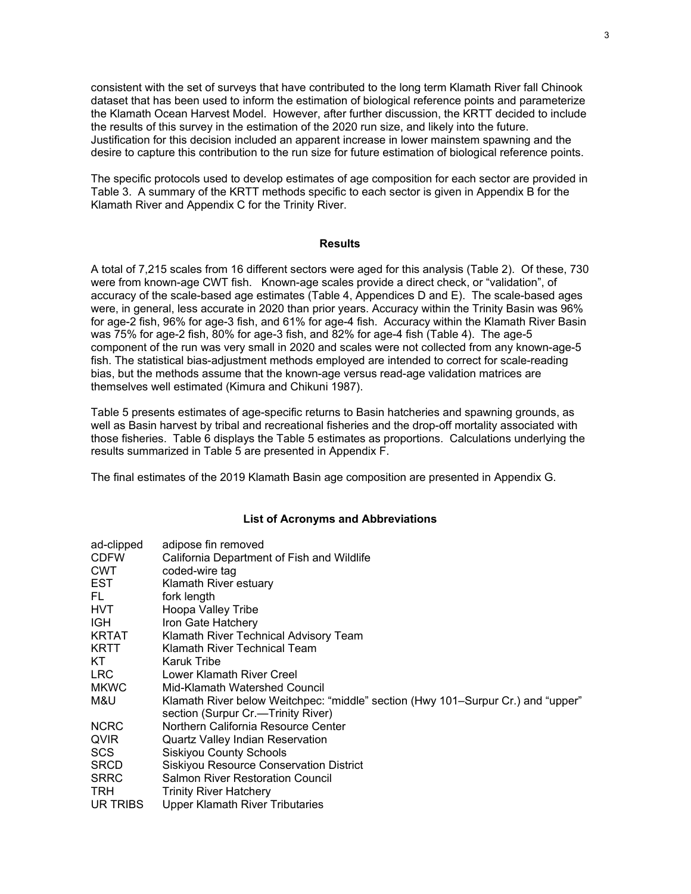consistent with the set of surveys that have contributed to the long term Klamath River fall Chinook dataset that has been used to inform the estimation of biological reference points and parameterize the Klamath Ocean Harvest Model. However, after further discussion, the KRTT decided to include the results of this survey in the estimation of the 2020 run size, and likely into the future. Justification for this decision included an apparent increase in lower mainstem spawning and the desire to capture this contribution to the run size for future estimation of biological reference points.

The specific protocols used to develop estimates of age composition for each sector are provided in Table 3. A summary of the KRTT methods specific to each sector is given in Appendix B for the Klamath River and Appendix C for the Trinity River.

## Results

A total of 7,215 scales from 16 different sectors were aged for this analysis (Table 2). Of these, 730 were from known-age CWT fish. Known-age scales provide a direct check, or “validation”, of accuracy of the scale-based age estimates (Table 4, Appendices D and E). The scale-based ages were, in general, less accurate in 2020 than prior years. Accuracy within the Trinity Basin was 96% for age-2 fish, 96% for age-3 fish, and 61% for age-4 fish. Accuracy within the Klamath River Basin was 75% for age-2 fish, 80% for age-3 fish, and 82% for age-4 fish (Table 4). The age-5 component of the run was very small in 2020 and scales were not collected from any known-age-5 fish. The statistical bias-adjustment methods employed are intended to correct for scale-reading bias, but the methods assume that the known-age versus read-age validation matrices are themselves well estimated (Kimura and Chikuni 1987).

Table 5 presents estimates of age-specific returns to Basin hatcheries and spawning grounds, as well as Basin harvest by tribal and recreational fisheries and the drop-off mortality associated with those fisheries. Table 6 displays the Table 5 estimates as proportions. Calculations underlying the results summarized in Table 5 are presented in Appendix F.

The final estimates of the 2019 Klamath Basin age composition are presented in Appendix G.

## List of Acronyms and Abbreviations

| | |
|---|---|
| ad-clipped | adipose fin removed |
| CDFW | California Department of Fish and Wildlife |
| CWT | coded-wire tag |
| EST | Klamath River estuary |
| FL | fork length |
| HVT | Hoopa Valley Tribe |
| IGH | Iron Gate Hatchery |
| KRTAT | Klamath River Technical Advisory Team |
| KRTT | Klamath River Technical Team |
| KT | Karuk Tribe |
| LRC | Lower Klamath River Creel |
| MKWC | Mid-Klamath Watershed Council |
| M&U | Klamath River below Weitchpec: “middle” section (Hwy 101–Surpur Cr.) and “upper” section (Surpur Cr.—Trinity River) |
| NCRC | Northern California Resource Center |
| QVIR | Quartz Valley Indian Reservation |
| SCS | Siskiyou County Schools |
| SRCD | Siskiyou Resource Conservation District |
| SRRC | Salmon River Restoration Council |
| TRH | Trinity River Hatchery |
| UR TRIBS | Upper Klamath River Tributaries |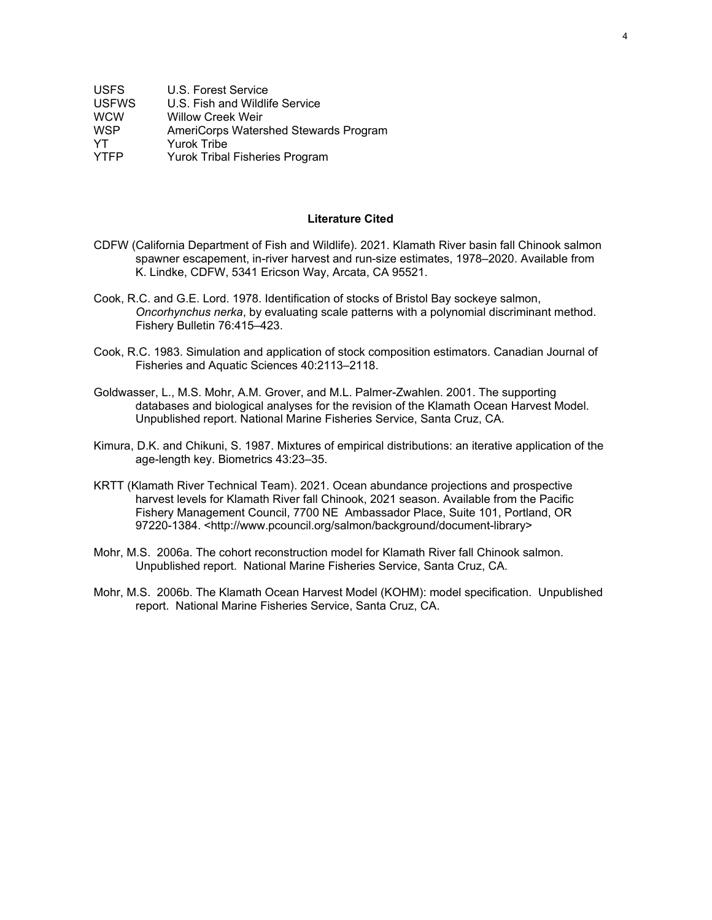| | |
|---|---|
| USFS | U.S. Forest Service |
| USFWS | U.S. Fish and Wildlife Service |
| WCW | Willow Creek Weir |
| WSP | AmeriCorps Watershed Stewards Program |
| YT | Yurok Tribe |
| YTFP | Yurok Tribal Fisheries Program |

## Literature Cited

CDFW (California Department of Fish and Wildlife). 2021. Klamath River basin fall Chinook salmon spawner escapement, in-river harvest and run-size estimates, 1978–2020. Available from K. Lindke, CDFW, 5341 Ericson Way, Arcata, CA 95521.

Cook, R.C. and G.E. Lord. 1978. Identification of stocks of Bristol Bay sockeye salmon, *Oncorhynchus nerka*, by evaluating scale patterns with a polynomial discriminant method. Fishery Bulletin 76:415–423.

Cook, R.C. 1983. Simulation and application of stock composition estimators. Canadian Journal of Fisheries and Aquatic Sciences 40:2113–2118.

Goldwasser, L., M.S. Mohr, A.M. Grover, and M.L. Palmer-Zwahlen. 2001. The supporting databases and biological analyses for the revision of the Klamath Ocean Harvest Model. Unpublished report. National Marine Fisheries Service, Santa Cruz, CA.

Kimura, D.K. and Chikuni, S. 1987. Mixtures of empirical distributions: an iterative application of the age-length key. Biometrics 43:23–35.

KRTT (Klamath River Technical Team). 2021. Ocean abundance projections and prospective harvest levels for Klamath River fall Chinook, 2021 season. Available from the Pacific Fishery Management Council, 7700 NE Ambassador Place, Suite 101, Portland, OR 97220-1384. <http://www.pcouncil.org/salmon/background/document-library>

Mohr, M.S. 2006a. The cohort reconstruction model for Klamath River fall Chinook salmon. Unpublished report. National Marine Fisheries Service, Santa Cruz, CA.

Mohr, M.S. 2006b. The Klamath Ocean Harvest Model (KOHM): model specification. Unpublished report. National Marine Fisheries Service, Santa Cruz, CA.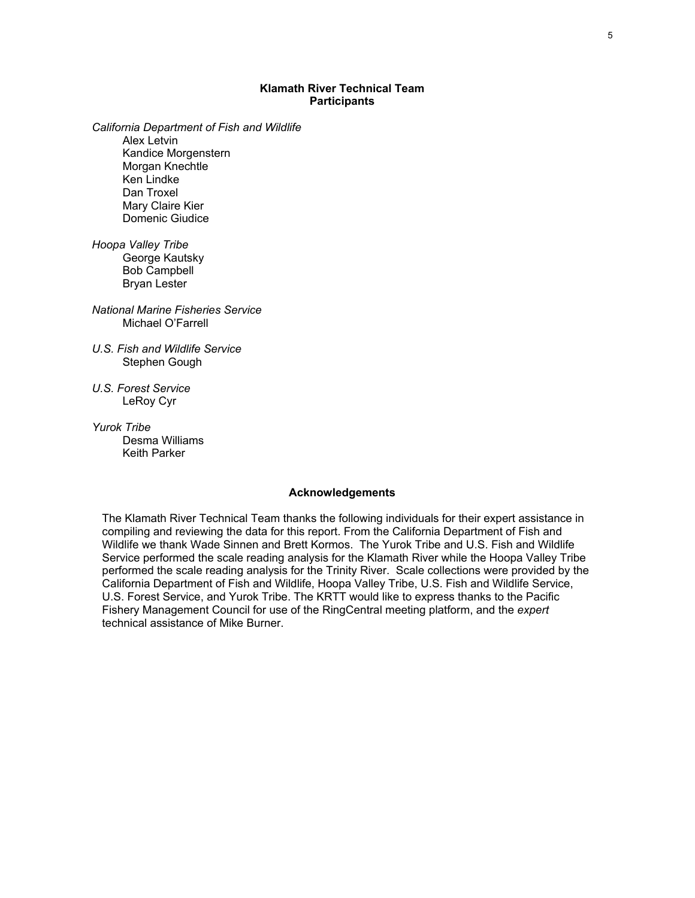## Klamath River Technical Team
## Participants

*California Department of Fish and Wildlife*

Alex Letvin
Kandice Morgenstern
Morgan Knechtle
Ken Lindke
Dan Troxel
Mary Claire Kier
Domenic Giudice

*Hoopa Valley Tribe*

George Kautsky
Bob Campbell
Bryan Lester

*National Marine Fisheries Service*

Michael O'Farrell

*U.S. Fish and Wildlife Service*

Stephen Gough

*U.S. Forest Service*

LeRoy Cyr

*Yurok Tribe*

Desma Williams
Keith Parker

## Acknowledgements

The Klamath River Technical Team thanks the following individuals for their expert assistance in compiling and reviewing the data for this report. From the California Department of Fish and Wildlife we thank Wade Sinnen and Brett Kormos. The Yurok Tribe and U.S. Fish and Wildlife Service performed the scale reading analysis for the Klamath River while the Hoopa Valley Tribe performed the scale reading analysis for the Trinity River. Scale collections were provided by the California Department of Fish and Wildlife, Hoopa Valley Tribe, U.S. Fish and Wildlife Service, U.S. Forest Service, and Yurok Tribe. The KRTT would like to express thanks to the Pacific Fishery Management Council for use of the RingCentral meeting platform, and the *expert* technical assistance of Mike Burner.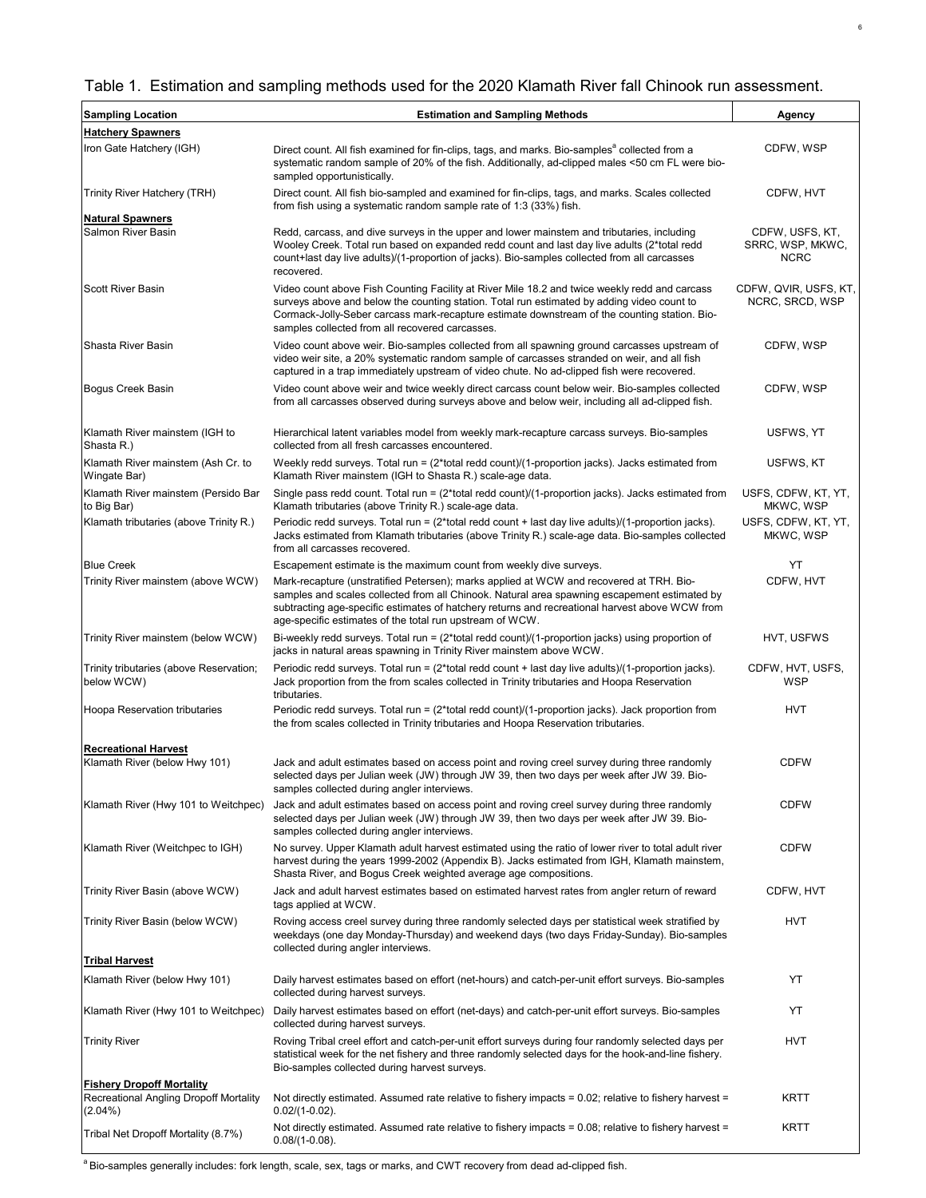Table 1. Estimation and sampling methods used for the 2020 Klamath River fall Chinook run assessment.

| Sampling Location | Estimation and Sampling Methods | Agency |
| --- | --- | --- |
| **Hatchery Spawners** | | |
| Iron Gate Hatchery (IGH) | Direct count. All fish examined for fin-clips, tags, and marks. Bio-samples[a] collected from a systematic random sample of 20% of the fish. Additionally, ad-clipped males <50 cm FL were bio-sampled opportunistically. | CDFW, WSP |
| Trinity River Hatchery (TRH) | Direct count. All fish bio-sampled and examined for fin-clips, tags, and marks. Scales collected from fish using a systematic random sample rate of 1:3 (33%) fish. | CDFW, HVT |
| **Natural Spawners** | | |
| Salmon River Basin | Redd, carcass, and dive surveys in the upper and lower mainstem and tributaries, including Wooley Creek. Total run based on expanded redd count and last day live adults (2*total redd count+last day live adults)/(1-proportion of jacks). Bio-samples collected from all carcasses recovered. | CDFW, USFS, KT, SRRC, WSP, MKWC, NCRC |
| Scott River Basin | Video count above Fish Counting Facility at River Mile 18.2 and twice weekly redd and carcass surveys above and below the counting station. Total run estimated by adding video count to Cormack-Jolly-Seber carcass mark-recapture estimate downstream of the counting station. Bio-samples collected from all recovered carcasses. | CDFW, QVIR, USFS, KT, NCRC, SRCD, WSP |
| Shasta River Basin | Video count above weir. Bio-samples collected from all spawning ground carcasses upstream of video weir site, a 20% systematic random sample of carcasses stranded on weir, and all fish captured in a trap immediately upstream of video chute. No ad-clipped fish were recovered. | CDFW, WSP |
| Bogus Creek Basin | Video count above weir and twice weekly direct carcass count below weir. Bio-samples collected from all carcasses observed during surveys above and below weir, including all ad-clipped fish. | CDFW, WSP |
| Klamath River mainstem (IGH to Shasta R.) | Hierarchical latent variables model from weekly mark-recapture carcass surveys. Bio-samples collected from all fresh carcasses encountered. | USFWS, YT |
| Klamath River mainstem (Ash Cr. to Wingate Bar) | Weekly redd surveys. Total run = (2*total redd count)/(1-proportion jacks). Jacks estimated from Klamath River mainstem (IGH to Shasta R.) scale-age data. | USFWS, KT |
| Klamath River mainstem (Persido Bar to Big Bar) | Single pass redd count. Total run = (2*total redd count)/(1-proportion jacks). Jacks estimated from Klamath tributaries (above Trinity R.) scale-age data. | USFS, CDFW, KT, YT, MKWC, WSP |
| Klamath tributaries (above Trinity R.) | Periodic redd surveys. Total run = (2*total redd count + last day live adults)/(1-proportion jacks). Jacks estimated from Klamath tributaries (above Trinity R.) scale-age data. Bio-samples collected from all carcasses recovered. | USFS, CDFW, KT, YT, MKWC, WSP |
| Blue Creek | Escapement estimate is the maximum count from weekly dive surveys. | YT |
| Trinity River mainstem (above WCW) | Mark-recapture (unstratified Petersen); marks applied at WCW and recovered at TRH. Bio-samples and scales collected from all Chinook. Natural area spawning escapement estimated by subtracting age-specific estimates of hatchery returns and recreational harvest above WCW from age-specific estimates of the total run upstream of WCW. | CDFW, HVT |
| Trinity River mainstem (below WCW) | Bi-weekly redd surveys. Total run = (2*total redd count)/(1-proportion jacks) using proportion of jacks in natural areas spawning in Trinity River mainstem above WCW. | HVT, USFWS |
| Trinity tributaries (above Reservation; below WCW) | Periodic redd surveys. Total run = (2*total redd count + last day live adults)/(1-proportion jacks). Jack proportion from the from scales collected in Trinity tributaries and Hoopa Reservation tributaries. | CDFW, HVT, USFS, WSP |
| Hoopa Reservation tributaries | Periodic redd surveys. Total run = (2*total redd count)/(1-proportion jacks). Jack proportion from the from scales collected in Trinity tributaries and Hoopa Reservation tributaries. | HVT |
| **Recreational Harvest** | | |
| Klamath River (below Hwy 101) | Jack and adult estimates based on access point and roving creel survey during three randomly selected days per Julian week (JW) through JW 39, then two days per week after JW 39. Bio-samples collected during angler interviews. | CDFW |
| Klamath River (Hwy 101 to Weitchpec) | Jack and adult estimates based on access point and roving creel survey during three randomly selected days per Julian week (JW) through JW 39, then two days per week after JW 39. Bio-samples collected during angler interviews. | CDFW |
| Klamath River (Weitchpec to IGH) | No survey. Upper Klamath adult harvest estimated using the ratio of lower river to total adult river harvest during the years 1999-2002 (Appendix B). Jacks estimated from IGH, Klamath mainstem, Shasta River, and Bogus Creek weighted average age compositions. | CDFW |
| Trinity River Basin (above WCW) | Jack and adult harvest estimates based on estimated harvest rates from angler return of reward tags applied at WCW. | CDFW, HVT |
| Trinity River Basin (below WCW) | Roving access creel survey during three randomly selected days per statistical week stratified by weekdays (one day Monday-Thursday) and weekend days (two days Friday-Sunday). Bio-samples collected during angler interviews. | HVT |
| **Tribal Harvest** | | |
| Klamath River (below Hwy 101) | Daily harvest estimates based on effort (net-hours) and catch-per-unit effort surveys. Bio-samples collected during harvest surveys. | YT |
| Klamath River (Hwy 101 to Weitchpec) | Daily harvest estimates based on effort (net-days) and catch-per-unit effort surveys. Bio-samples collected during harvest surveys. | YT |
| Trinity River | Roving Tribal creel effort and catch-per-unit effort surveys during four randomly selected days per statistical week for the net fishery and three randomly selected days for the hook-and-line fishery. Bio-samples collected during harvest surveys. | HVT |
| **Fishery Dropoff Mortality** | | |
| Recreational Angling Dropoff Mortality (2.04%) | Not directly estimated. Assumed rate relative to fishery impacts = 0.02; relative to fishery harvest = 0.02/(1-0.02). | KRTT |
| Tribal Net Dropoff Mortality (8.7%) | Not directly estimated. Assumed rate relative to fishery impacts = 0.08; relative to fishery harvest = 0.08/(1-0.08). | KRTT |

[a] Bio-samples generally includes: fork length, scale, sex, tags or marks, and CWT recovery from dead ad-clipped fish.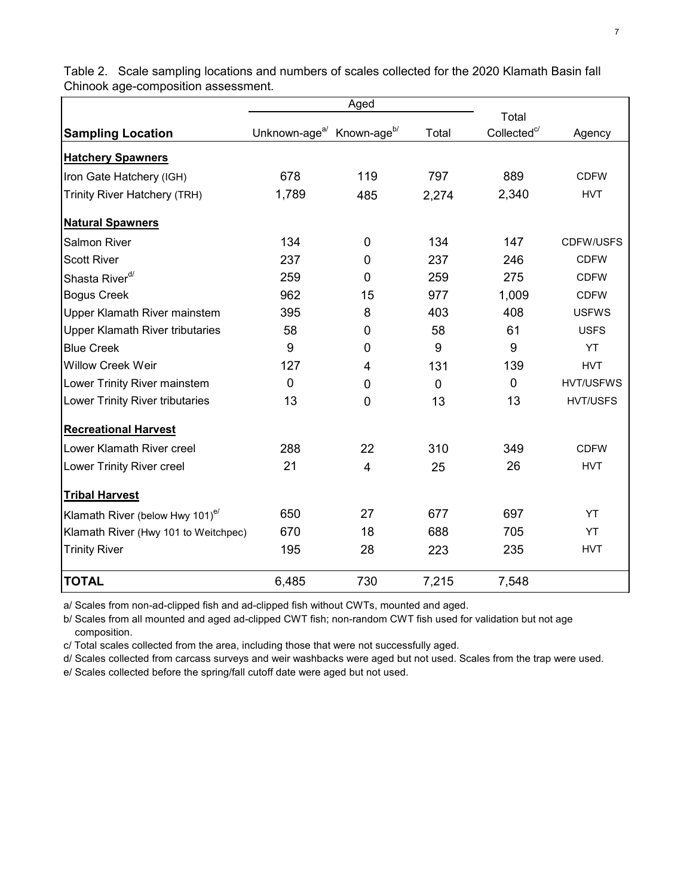Table 2. Scale sampling locations and numbers of scales collected for the 2020 Klamath Basin fall Chinook age-composition assessment.

| | Aged | | | | |
|---|---|---|---|---|---|
| **Sampling Location** | Unknown-age[a/] | Known-age[b/] | Total | Total Collected[c/] | Agency |
| **Hatchery Spawners** | | | | | |
| Iron Gate Hatchery (IGH) | 678 | 119 | 797 | 889 | CDFW |
| Trinity River Hatchery (TRH) | 1,789 | 485 | 2,274 | 2,340 | HVT |
| **Natural Spawners** | | | | | |
| Salmon River | 134 | 0 | 134 | 147 | CDFW/USFS |
| Scott River | 237 | 0 | 237 | 246 | CDFW |
| Shasta River[d/] | 259 | 0 | 259 | 275 | CDFW |
| Bogus Creek | 962 | 15 | 977 | 1,009 | CDFW |
| Upper Klamath River mainstem | 395 | 8 | 403 | 408 | USFWS |
| Upper Klamath River tributaries | 58 | 0 | 58 | 61 | USFS |
| Blue Creek | 9 | 0 | 9 | 9 | YT |
| Willow Creek Weir | 127 | 4 | 131 | 139 | HVT |
| Lower Trinity River mainstem | 0 | 0 | 0 | 0 | HVT/USFWS |
| Lower Trinity River tributaries | 13 | 0 | 13 | 13 | HVT/USFS |
| **Recreational Harvest** | | | | | |
| Lower Klamath River creel | 288 | 22 | 310 | 349 | CDFW |
| Lower Trinity River creel | 21 | 4 | 25 | 26 | HVT |
| **Tribal Harvest** | | | | | |
| Klamath River (below Hwy 101)[e/] | 650 | 27 | 677 | 697 | YT |
| Klamath River (Hwy 101 to Weitchpec) | 670 | 18 | 688 | 705 | YT |
| Trinity River | 195 | 28 | 223 | 235 | HVT |
| **TOTAL** | 6,485 | 730 | 7,215 | 7,548 | |

a/ Scales from non-ad-clipped fish and ad-clipped fish without CWTs, mounted and aged.

b/ Scales from all mounted and aged ad-clipped CWT fish; non-random CWT fish used for validation but not age composition.

c/ Total scales collected from the area, including those that were not successfully aged.

d/ Scales collected from carcass surveys and weir washbacks were aged but not used. Scales from the trap were used.

e/ Scales collected before the spring/fall cutoff date were aged but not used.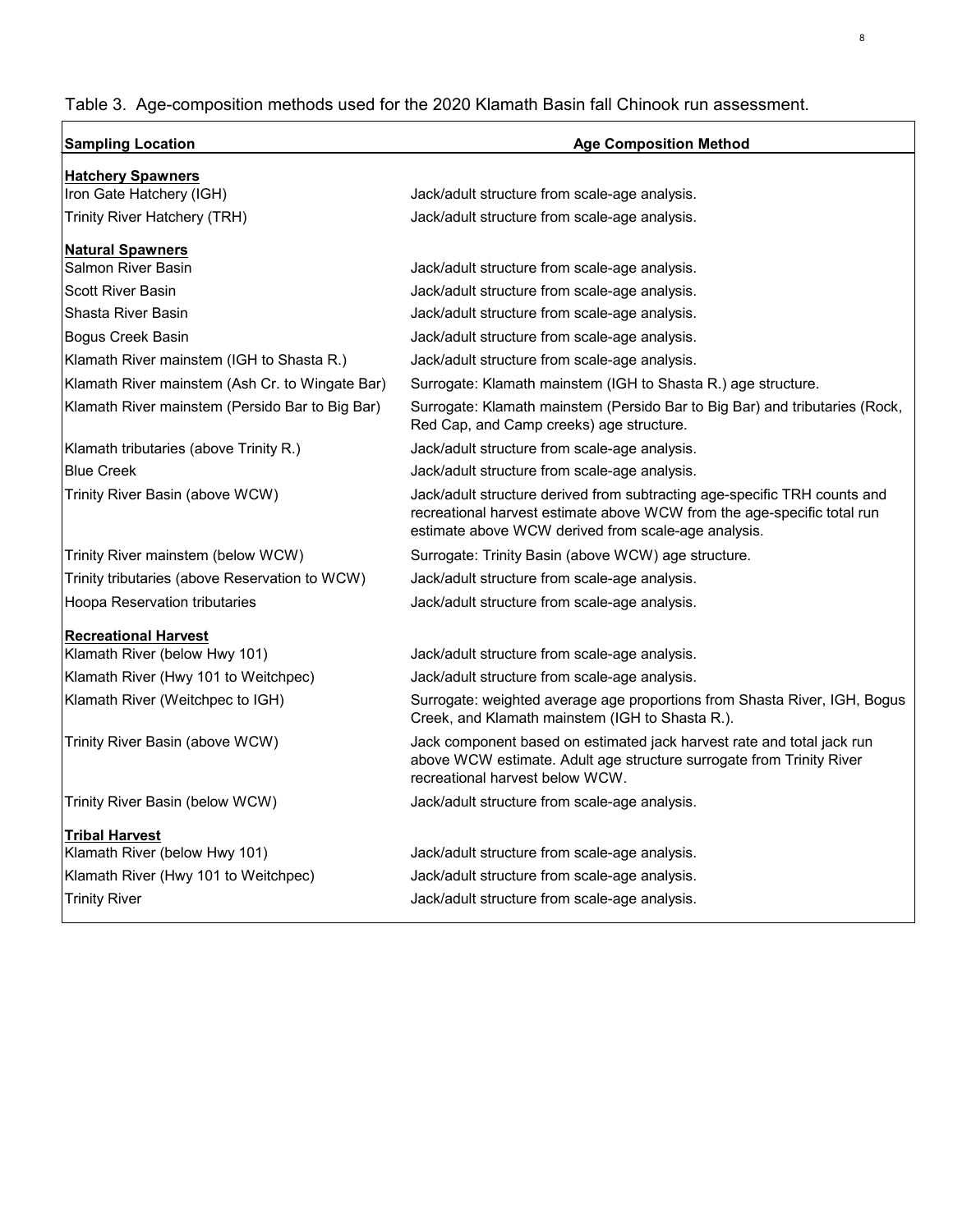Table 3. Age-composition methods used for the 2020 Klamath Basin fall Chinook run assessment.

| Sampling Location | Age Composition Method |
|---|---|
| **Hatchery Spawners** | |
| Iron Gate Hatchery (IGH) | Jack/adult structure from scale-age analysis. |
| Trinity River Hatchery (TRH) | Jack/adult structure from scale-age analysis. |
| **Natural Spawners** | |
| Salmon River Basin | Jack/adult structure from scale-age analysis. |
| Scott River Basin | Jack/adult structure from scale-age analysis. |
| Shasta River Basin | Jack/adult structure from scale-age analysis. |
| Bogus Creek Basin | Jack/adult structure from scale-age analysis. |
| Klamath River mainstem (IGH to Shasta R.) | Jack/adult structure from scale-age analysis. |
| Klamath River mainstem (Ash Cr. to Wingate Bar) | Surrogate: Klamath mainstem (IGH to Shasta R.) age structure. |
| Klamath River mainstem (Persido Bar to Big Bar) | Surrogate: Klamath mainstem (Persido Bar to Big Bar) and tributaries (Rock, Red Cap, and Camp creeks) age structure. |
| Klamath tributaries (above Trinity R.) | Jack/adult structure from scale-age analysis. |
| Blue Creek | Jack/adult structure from scale-age analysis. |
| Trinity River Basin (above WCW) | Jack/adult structure derived from subtracting age-specific TRH counts and recreational harvest estimate above WCW from the age-specific total run estimate above WCW derived from scale-age analysis. |
| Trinity River mainstem (below WCW) | Surrogate: Trinity Basin (above WCW) age structure. |
| Trinity tributaries (above Reservation to WCW) | Jack/adult structure from scale-age analysis. |
| Hoopa Reservation tributaries | Jack/adult structure from scale-age analysis. |
| **Recreational Harvest** | |
| Klamath River (below Hwy 101) | Jack/adult structure from scale-age analysis. |
| Klamath River (Hwy 101 to Weitchpec) | Jack/adult structure from scale-age analysis. |
| Klamath River (Weitchpec to IGH) | Surrogate: weighted average age proportions from Shasta River, IGH, Bogus Creek, and Klamath mainstem (IGH to Shasta R.). |
| Trinity River Basin (above WCW) | Jack component based on estimated jack harvest rate and total jack run above WCW estimate. Adult age structure surrogate from Trinity River recreational harvest below WCW. |
| Trinity River Basin (below WCW) | Jack/adult structure from scale-age analysis. |
| **Tribal Harvest** | |
| Klamath River (below Hwy 101) | Jack/adult structure from scale-age analysis. |
| Klamath River (Hwy 101 to Weitchpec) | Jack/adult structure from scale-age analysis. |
| Trinity River | Jack/adult structure from scale-age analysis. |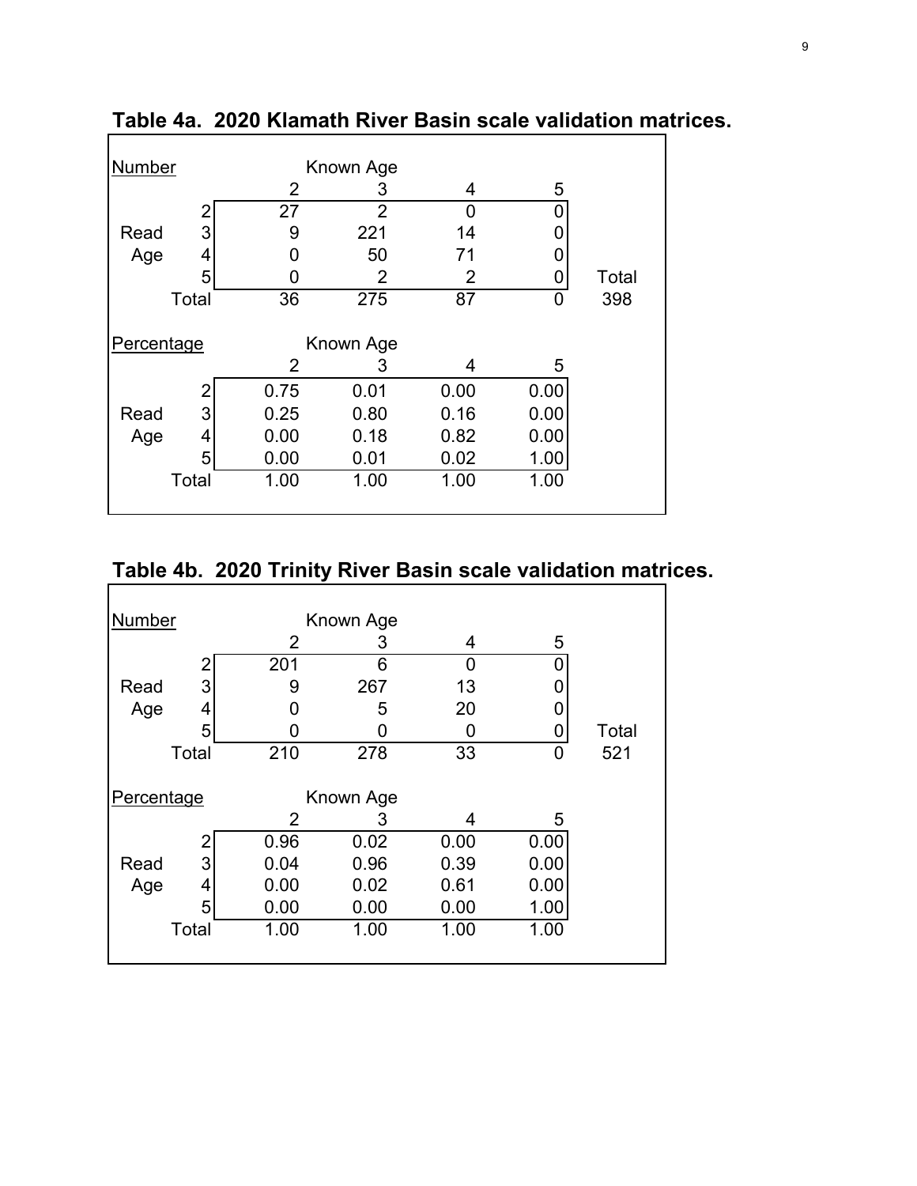**Table 4a. 2020 Klamath River Basin scale validation matrices.**

Number

| | | Known Age 2 | 3 | 4 | 5 | |
|---|---|---|---|---|---|---|
| Read Age | 2 | 27 | 2 | 0 | 0 | |
| | 3 | 9 | 221 | 14 | 0 | |
| | 4 | 0 | 50 | 71 | 0 | |
| | 5 | 0 | 2 | 2 | 0 | Total |
| | Total | 36 | 275 | 87 | 0 | 398 |

Percentage

| | | Known Age 2 | 3 | 4 | 5 |
|---|---|---|---|---|---|
| Read Age | 2 | 0.75 | 0.01 | 0.00 | 0.00 |
| | 3 | 0.25 | 0.80 | 0.16 | 0.00 |
| | 4 | 0.00 | 0.18 | 0.82 | 0.00 |
| | 5 | 0.00 | 0.01 | 0.02 | 1.00 |
| | Total | 1.00 | 1.00 | 1.00 | 1.00 |

**Table 4b. 2020 Trinity River Basin scale validation matrices.**

Number

| | | Known Age 2 | 3 | 4 | 5 | |
|---|---|---|---|---|---|---|
| Read Age | 2 | 201 | 6 | 0 | 0 | |
| | 3 | 9 | 267 | 13 | 0 | |
| | 4 | 0 | 5 | 20 | 0 | |
| | 5 | 0 | 0 | 0 | 0 | Total |
| | Total | 210 | 278 | 33 | 0 | 521 |

Percentage

| | | Known Age 2 | 3 | 4 | 5 |
|---|---|---|---|---|---|
| Read Age | 2 | 0.96 | 0.02 | 0.00 | 0.00 |
| | 3 | 0.04 | 0.96 | 0.39 | 0.00 |
| | 4 | 0.00 | 0.02 | 0.61 | 0.00 |
| | 5 | 0.00 | 0.00 | 0.00 | 1.00 |
| | Total | 1.00 | 1.00 | 1.00 | 1.00 |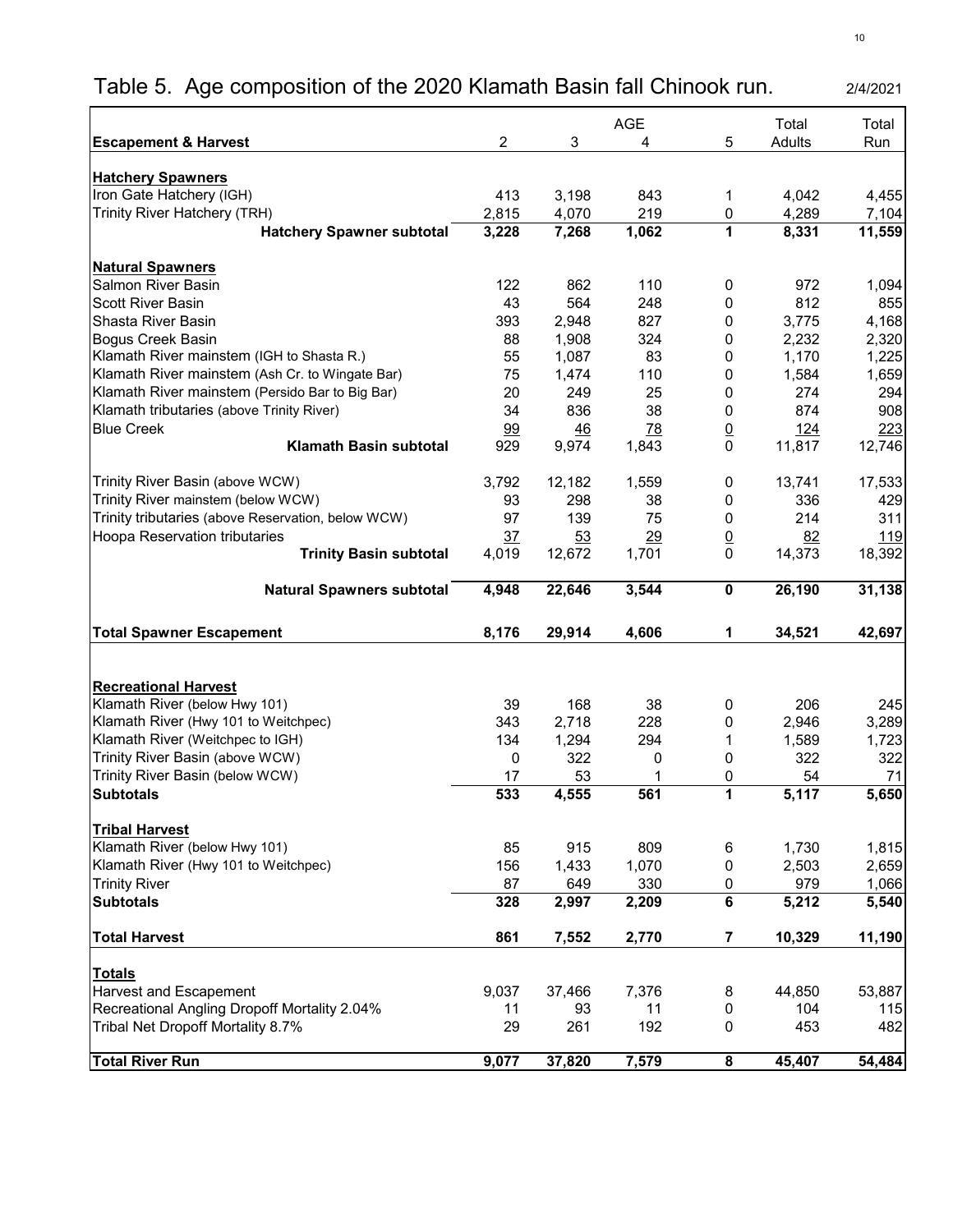# Table 5. Age composition of the 2020 Klamath Basin fall Chinook run.

2/4/2021

| Escapement & Harvest | AGE 2 | 3 | 4 | 5 | Total Adults | Total Run |
|---|---|---|---|---|---|---|
| **Hatchery Spawners** | | | | | | |
| Iron Gate Hatchery (IGH) | 413 | 3,198 | 843 | 1 | 4,042 | 4,455 |
| Trinity River Hatchery (TRH) | 2,815 | 4,070 | 219 | 0 | 4,289 | 7,104 |
| **Hatchery Spawner subtotal** | **3,228** | **7,268** | **1,062** | **1** | **8,331** | **11,559** |
| **Natural Spawners** | | | | | | |
| Salmon River Basin | 122 | 862 | 110 | 0 | 972 | 1,094 |
| Scott River Basin | 43 | 564 | 248 | 0 | 812 | 855 |
| Shasta River Basin | 393 | 2,948 | 827 | 0 | 3,775 | 4,168 |
| Bogus Creek Basin | 88 | 1,908 | 324 | 0 | 2,232 | 2,320 |
| Klamath River mainstem (IGH to Shasta R.) | 55 | 1,087 | 83 | 0 | 1,170 | 1,225 |
| Klamath River mainstem (Ash Cr. to Wingate Bar) | 75 | 1,474 | 110 | 0 | 1,584 | 1,659 |
| Klamath River mainstem (Persido Bar to Big Bar) | 20 | 249 | 25 | 0 | 274 | 294 |
| Klamath tributaries (above Trinity River) | 34 | 836 | 38 | 0 | 874 | 908 |
| Blue Creek | 99 | 46 | 78 | 0 | 124 | 223 |
| **Klamath Basin subtotal** | 929 | 9,974 | 1,843 | 0 | 11,817 | 12,746 |
| Trinity River Basin (above WCW) | 3,792 | 12,182 | 1,559 | 0 | 13,741 | 17,533 |
| Trinity River mainstem (below WCW) | 93 | 298 | 38 | 0 | 336 | 429 |
| Trinity tributaries (above Reservation, below WCW) | 97 | 139 | 75 | 0 | 214 | 311 |
| Hoopa Reservation tributaries | 37 | 53 | 29 | 0 | 82 | 119 |
| **Trinity Basin subtotal** | 4,019 | 12,672 | 1,701 | 0 | 14,373 | 18,392 |
| **Natural Spawners subtotal** | **4,948** | **22,646** | **3,544** | **0** | **26,190** | **31,138** |
| **Total Spawner Escapement** | **8,176** | **29,914** | **4,606** | **1** | **34,521** | **42,697** |
| **Recreational Harvest** | | | | | | |
| Klamath River (below Hwy 101) | 39 | 168 | 38 | 0 | 206 | 245 |
| Klamath River (Hwy 101 to Weitchpec) | 343 | 2,718 | 228 | 0 | 2,946 | 3,289 |
| Klamath River (Weitchpec to IGH) | 134 | 1,294 | 294 | 1 | 1,589 | 1,723 |
| Trinity River Basin (above WCW) | 0 | 322 | 0 | 0 | 322 | 322 |
| Trinity River Basin (below WCW) | 17 | 53 | 1 | 0 | 54 | 71 |
| **Subtotals** | **533** | **4,555** | **561** | **1** | **5,117** | **5,650** |
| **Tribal Harvest** | | | | | | |
| Klamath River (below Hwy 101) | 85 | 915 | 809 | 6 | 1,730 | 1,815 |
| Klamath River (Hwy 101 to Weitchpec) | 156 | 1,433 | 1,070 | 0 | 2,503 | 2,659 |
| Trinity River | 87 | 649 | 330 | 0 | 979 | 1,066 |
| **Subtotals** | **328** | **2,997** | **2,209** | **6** | **5,212** | **5,540** |
| **Total Harvest** | **861** | **7,552** | **2,770** | **7** | **10,329** | **11,190** |
| **Totals** | | | | | | |
| Harvest and Escapement | 9,037 | 37,466 | 7,376 | 8 | 44,850 | 53,887 |
| Recreational Angling Dropoff Mortality 2.04% | 11 | 93 | 11 | 0 | 104 | 115 |
| Tribal Net Dropoff Mortality 8.7% | 29 | 261 | 192 | 0 | 453 | 482 |
| **Total River Run** | **9,077** | **37,820** | **7,579** | **8** | **45,407** | **54,484** |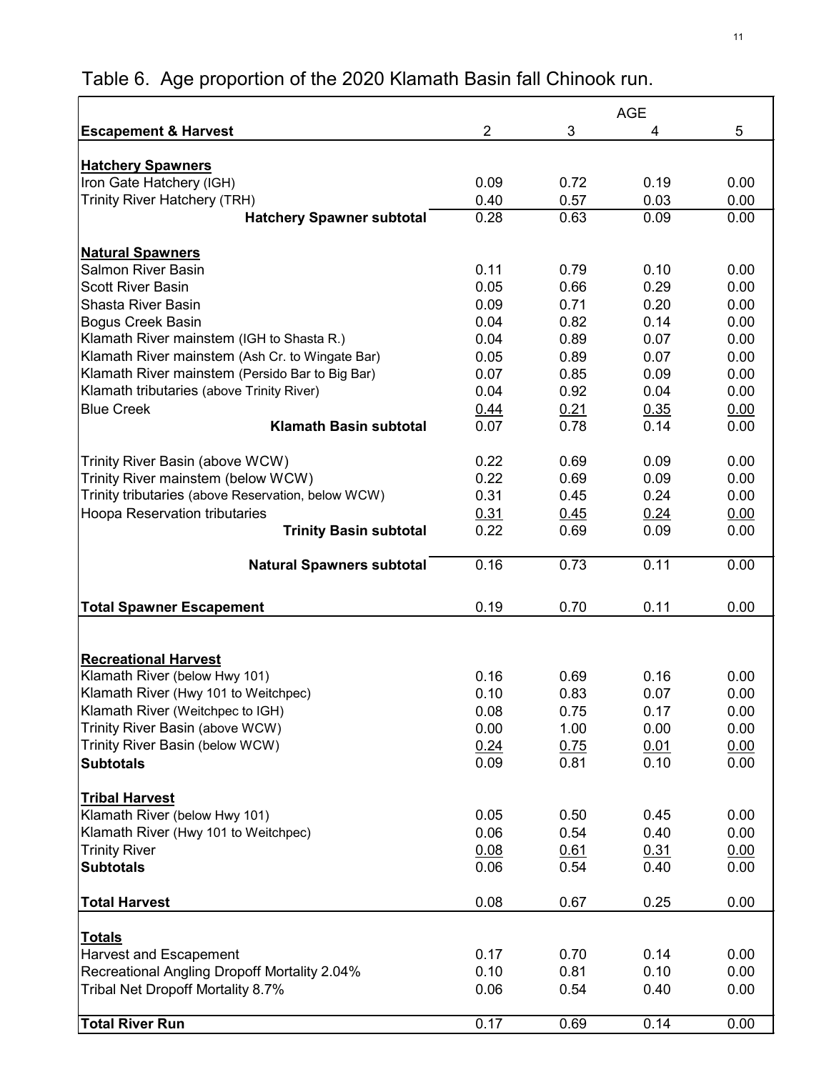Table 6. Age proportion of the 2020 Klamath Basin fall Chinook run.

| Escapement & Harvest | AGE 2 | 3 | 4 | 5 |
|---|---|---|---|---|
| **Hatchery Spawners** | | | | |
| Iron Gate Hatchery (IGH) | 0.09 | 0.72 | 0.19 | 0.00 |
| Trinity River Hatchery (TRH) | 0.40 | 0.57 | 0.03 | 0.00 |
| **Hatchery Spawner subtotal** | 0.28 | 0.63 | 0.09 | 0.00 |
| **Natural Spawners** | | | | |
| Salmon River Basin | 0.11 | 0.79 | 0.10 | 0.00 |
| Scott River Basin | 0.05 | 0.66 | 0.29 | 0.00 |
| Shasta River Basin | 0.09 | 0.71 | 0.20 | 0.00 |
| Bogus Creek Basin | 0.04 | 0.82 | 0.14 | 0.00 |
| Klamath River mainstem (IGH to Shasta R.) | 0.04 | 0.89 | 0.07 | 0.00 |
| Klamath River mainstem (Ash Cr. to Wingate Bar) | 0.05 | 0.89 | 0.07 | 0.00 |
| Klamath River mainstem (Persido Bar to Big Bar) | 0.07 | 0.85 | 0.09 | 0.00 |
| Klamath tributaries (above Trinity River) | 0.04 | 0.92 | 0.04 | 0.00 |
| Blue Creek | 0.44 | 0.21 | 0.35 | 0.00 |
| **Klamath Basin subtotal** | 0.07 | 0.78 | 0.14 | 0.00 |
| Trinity River Basin (above WCW) | 0.22 | 0.69 | 0.09 | 0.00 |
| Trinity River mainstem (below WCW) | 0.22 | 0.69 | 0.09 | 0.00 |
| Trinity tributaries (above Reservation, below WCW) | 0.31 | 0.45 | 0.24 | 0.00 |
| Hoopa Reservation tributaries | 0.31 | 0.45 | 0.24 | 0.00 |
| **Trinity Basin subtotal** | 0.22 | 0.69 | 0.09 | 0.00 |
| **Natural Spawners subtotal** | 0.16 | 0.73 | 0.11 | 0.00 |
| **Total Spawner Escapement** | 0.19 | 0.70 | 0.11 | 0.00 |
| **Recreational Harvest** | | | | |
| Klamath River (below Hwy 101) | 0.16 | 0.69 | 0.16 | 0.00 |
| Klamath River (Hwy 101 to Weitchpec) | 0.10 | 0.83 | 0.07 | 0.00 |
| Klamath River (Weitchpec to IGH) | 0.08 | 0.75 | 0.17 | 0.00 |
| Trinity River Basin (above WCW) | 0.00 | 1.00 | 0.00 | 0.00 |
| Trinity River Basin (below WCW) | 0.24 | 0.75 | 0.01 | 0.00 |
| **Subtotals** | 0.09 | 0.81 | 0.10 | 0.00 |
| **Tribal Harvest** | | | | |
| Klamath River (below Hwy 101) | 0.05 | 0.50 | 0.45 | 0.00 |
| Klamath River (Hwy 101 to Weitchpec) | 0.06 | 0.54 | 0.40 | 0.00 |
| Trinity River | 0.08 | 0.61 | 0.31 | 0.00 |
| **Subtotals** | 0.06 | 0.54 | 0.40 | 0.00 |
| **Total Harvest** | 0.08 | 0.67 | 0.25 | 0.00 |
| **Totals** | | | | |
| Harvest and Escapement | 0.17 | 0.70 | 0.14 | 0.00 |
| Recreational Angling Dropoff Mortality 2.04% | 0.10 | 0.81 | 0.10 | 0.00 |
| Tribal Net Dropoff Mortality 8.7% | 0.06 | 0.54 | 0.40 | 0.00 |
| **Total River Run** | 0.17 | 0.69 | 0.14 | 0.00 |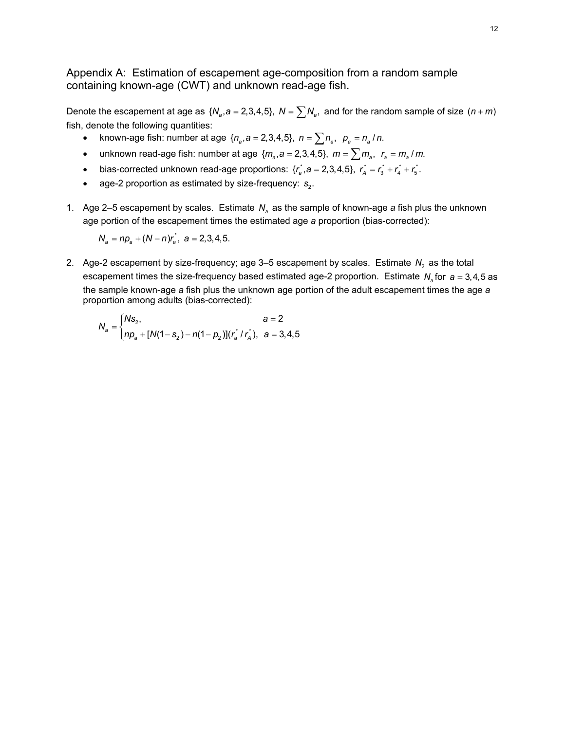# Appendix A: Estimation of escapement age-composition from a random sample containing known-age (CWT) and unknown read-age fish.

Denote the escapement at age as $\{N_a, a = 2,3,4,5\}$, $N = \sum N_a$, and for the random sample of size $(n + m)$ fish, denote the following quantities:

- known-age fish: number at age $\{n_a, a = 2,3,4,5\}$, $n = \sum n_a$, $p_a = n_a / n$.
- unknown read-age fish: number at age $\{m_a, a = 2,3,4,5\}$, $m = \sum m_a$, $r_a = m_a / m$.
- bias-corrected unknown read-age proportions: $\{r_a^*, a = 2,3,4,5\}$, $r_A^* = r_3^* + r_4^* + r_5^*$.
- age-2 proportion as estimated by size-frequency: $s_2$.

1. Age 2–5 escapement by scales. Estimate $N_a$ as the sample of known-age *a* fish plus the unknown age portion of the escapement times the estimated age *a* proportion (bias-corrected):

   $$N_a = np_a + (N - n)r_a^*, \; a = 2,3,4,5.$$

2. Age-2 escapement by size-frequency; age 3–5 escapement by scales. Estimate $N_2$ as the total escapement times the size-frequency based estimated age-2 proportion. Estimate $N_a$ for $a = 3,4,5$ as the sample known-age *a* fish plus the unknown age portion of the adult escapement times the age *a* proportion among adults (bias-corrected):

   $$N_a = \begin{cases} Ns_2, & a = 2 \\ np_a + [N(1 - s_2) - n(1 - p_2)](r_a^* / r_A^*), & a = 3,4,5 \end{cases}$$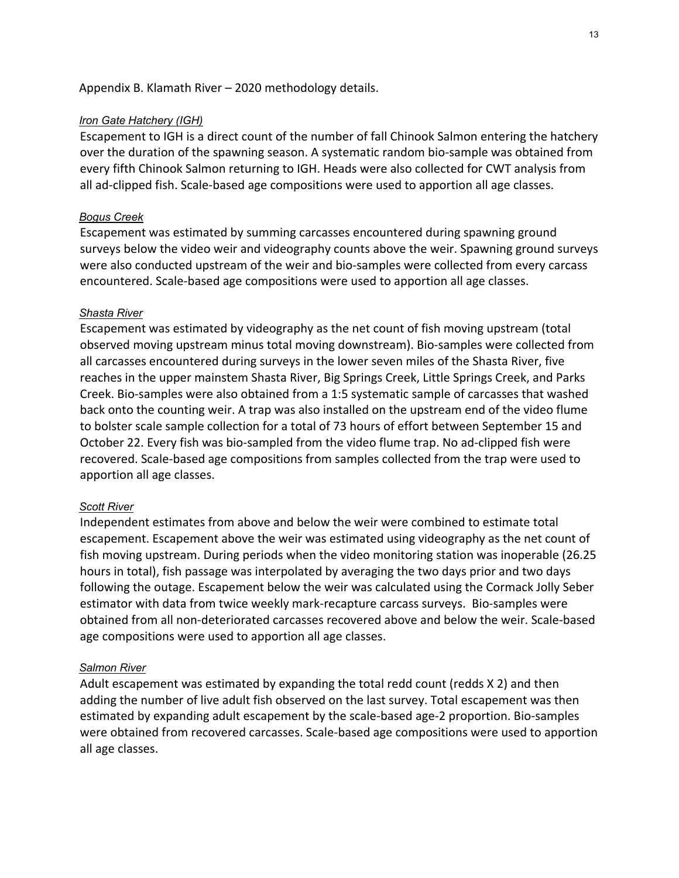Appendix B. Klamath River – 2020 methodology details.

*Iron Gate Hatchery (IGH)*

Escapement to IGH is a direct count of the number of fall Chinook Salmon entering the hatchery over the duration of the spawning season. A systematic random bio-sample was obtained from every fifth Chinook Salmon returning to IGH. Heads were also collected for CWT analysis from all ad-clipped fish. Scale-based age compositions were used to apportion all age classes.

*Bogus Creek*

Escapement was estimated by summing carcasses encountered during spawning ground surveys below the video weir and videography counts above the weir. Spawning ground surveys were also conducted upstream of the weir and bio-samples were collected from every carcass encountered. Scale-based age compositions were used to apportion all age classes.

*Shasta River*

Escapement was estimated by videography as the net count of fish moving upstream (total observed moving upstream minus total moving downstream). Bio-samples were collected from all carcasses encountered during surveys in the lower seven miles of the Shasta River, five reaches in the upper mainstem Shasta River, Big Springs Creek, Little Springs Creek, and Parks Creek. Bio-samples were also obtained from a 1:5 systematic sample of carcasses that washed back onto the counting weir. A trap was also installed on the upstream end of the video flume to bolster scale sample collection for a total of 73 hours of effort between September 15 and October 22. Every fish was bio-sampled from the video flume trap. No ad-clipped fish were recovered. Scale-based age compositions from samples collected from the trap were used to apportion all age classes.

*Scott River*

Independent estimates from above and below the weir were combined to estimate total escapement. Escapement above the weir was estimated using videography as the net count of fish moving upstream. During periods when the video monitoring station was inoperable (26.25 hours in total), fish passage was interpolated by averaging the two days prior and two days following the outage. Escapement below the weir was calculated using the Cormack Jolly Seber estimator with data from twice weekly mark-recapture carcass surveys. Bio-samples were obtained from all non-deteriorated carcasses recovered above and below the weir. Scale-based age compositions were used to apportion all age classes.

*Salmon River*

Adult escapement was estimated by expanding the total redd count (redds X 2) and then adding the number of live adult fish observed on the last survey. Total escapement was then estimated by expanding adult escapement by the scale-based age-2 proportion. Bio-samples were obtained from recovered carcasses. Scale-based age compositions were used to apportion all age classes.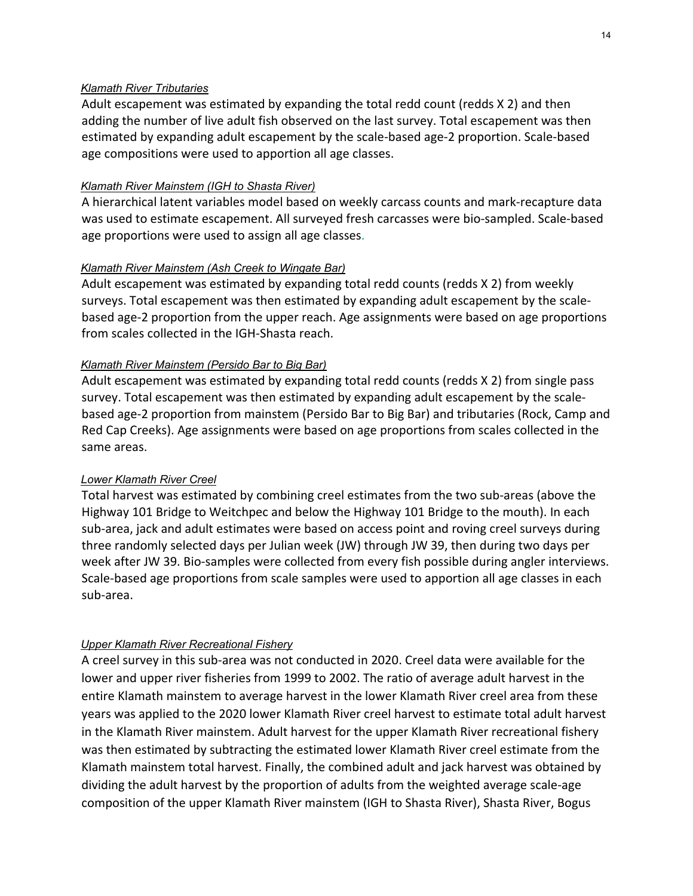*Klamath River Tributaries*

Adult escapement was estimated by expanding the total redd count (redds X 2) and then adding the number of live adult fish observed on the last survey. Total escapement was then estimated by expanding adult escapement by the scale-based age-2 proportion. Scale-based age compositions were used to apportion all age classes.

*Klamath River Mainstem (IGH to Shasta River)*

A hierarchical latent variables model based on weekly carcass counts and mark-recapture data was used to estimate escapement. All surveyed fresh carcasses were bio-sampled. Scale-based age proportions were used to assign all age classes.

*Klamath River Mainstem (Ash Creek to Wingate Bar)*

Adult escapement was estimated by expanding total redd counts (redds X 2) from weekly surveys. Total escapement was then estimated by expanding adult escapement by the scale-based age-2 proportion from the upper reach. Age assignments were based on age proportions from scales collected in the IGH-Shasta reach.

*Klamath River Mainstem (Persido Bar to Big Bar)*

Adult escapement was estimated by expanding total redd counts (redds X 2) from single pass survey. Total escapement was then estimated by expanding adult escapement by the scale-based age-2 proportion from mainstem (Persido Bar to Big Bar) and tributaries (Rock, Camp and Red Cap Creeks). Age assignments were based on age proportions from scales collected in the same areas.

*Lower Klamath River Creel*

Total harvest was estimated by combining creel estimates from the two sub-areas (above the Highway 101 Bridge to Weitchpec and below the Highway 101 Bridge to the mouth). In each sub-area, jack and adult estimates were based on access point and roving creel surveys during three randomly selected days per Julian week (JW) through JW 39, then during two days per week after JW 39. Bio-samples were collected from every fish possible during angler interviews. Scale-based age proportions from scale samples were used to apportion all age classes in each sub-area.

*Upper Klamath River Recreational Fishery*

A creel survey in this sub-area was not conducted in 2020. Creel data were available for the lower and upper river fisheries from 1999 to 2002. The ratio of average adult harvest in the entire Klamath mainstem to average harvest in the lower Klamath River creel area from these years was applied to the 2020 lower Klamath River creel harvest to estimate total adult harvest in the Klamath River mainstem. Adult harvest for the upper Klamath River recreational fishery was then estimated by subtracting the estimated lower Klamath River creel estimate from the Klamath mainstem total harvest. Finally, the combined adult and jack harvest was obtained by dividing the adult harvest by the proportion of adults from the weighted average scale-age composition of the upper Klamath River mainstem (IGH to Shasta River), Shasta River, Bogus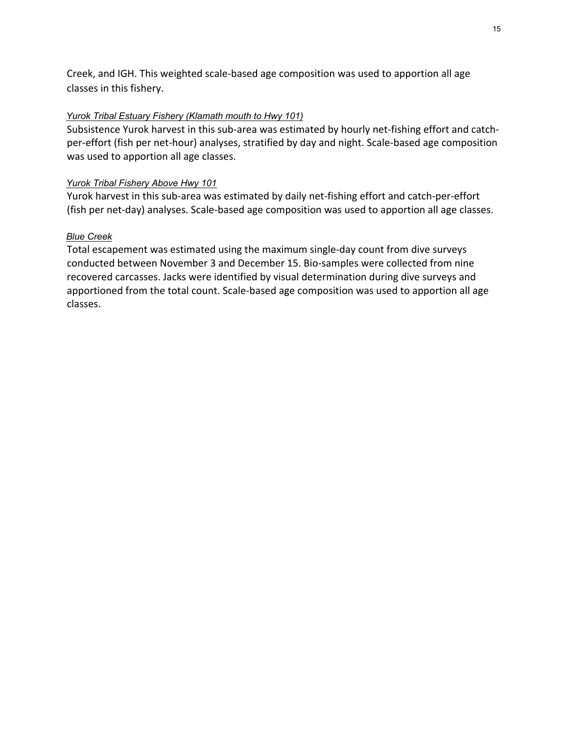Creek, and IGH. This weighted scale-based age composition was used to apportion all age classes in this fishery.

*Yurok Tribal Estuary Fishery (Klamath mouth to Hwy 101)*

Subsistence Yurok harvest in this sub-area was estimated by hourly net-fishing effort and catch-per-effort (fish per net-hour) analyses, stratified by day and night. Scale-based age composition was used to apportion all age classes.

*Yurok Tribal Fishery Above Hwy 101*

Yurok harvest in this sub-area was estimated by daily net-fishing effort and catch-per-effort (fish per net-day) analyses. Scale-based age composition was used to apportion all age classes.

*Blue Creek*

Total escapement was estimated using the maximum single-day count from dive surveys conducted between November 3 and December 15. Bio-samples were collected from nine recovered carcasses. Jacks were identified by visual determination during dive surveys and apportioned from the total count. Scale-based age composition was used to apportion all age classes.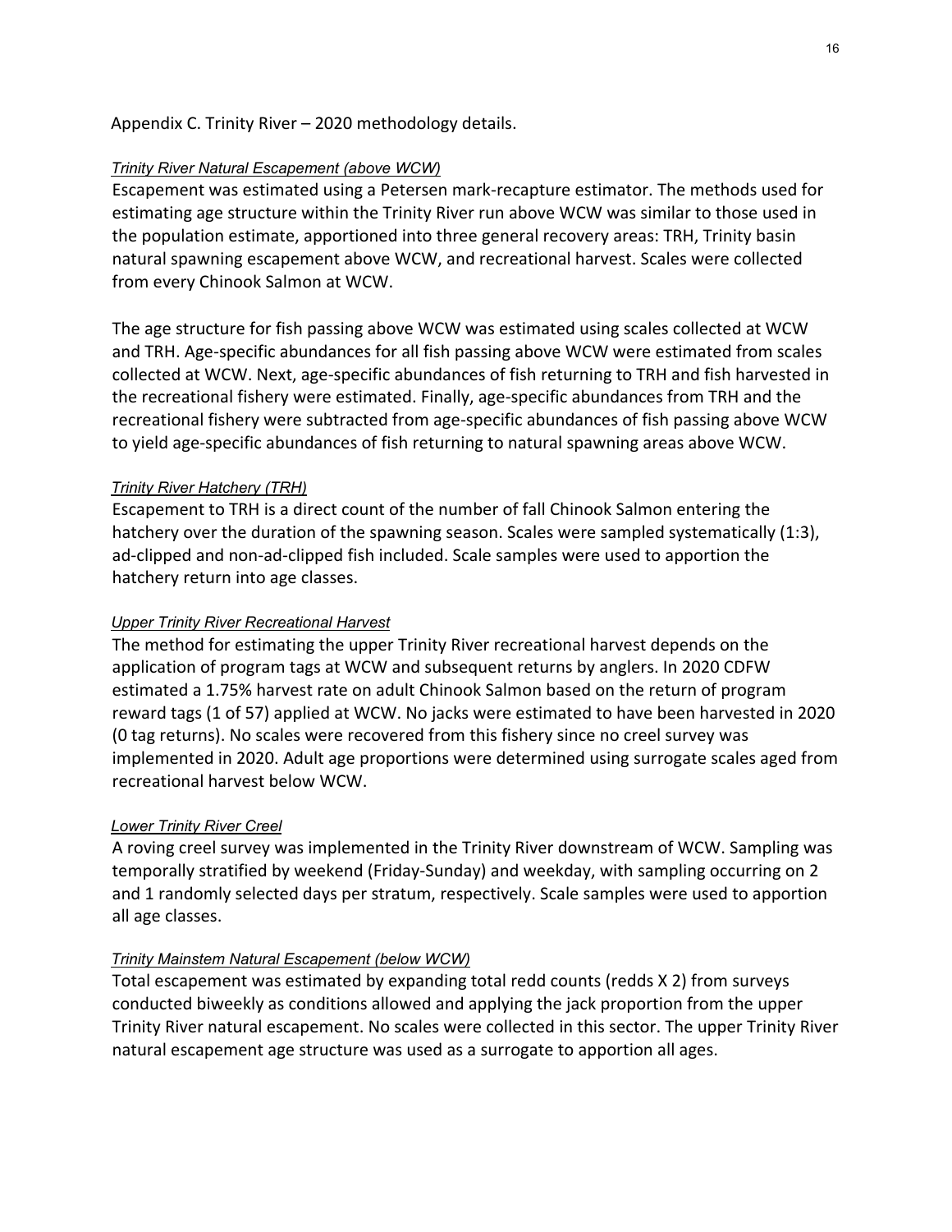Appendix C. Trinity River – 2020 methodology details.

*Trinity River Natural Escapement (above WCW)*

Escapement was estimated using a Petersen mark-recapture estimator. The methods used for estimating age structure within the Trinity River run above WCW was similar to those used in the population estimate, apportioned into three general recovery areas: TRH, Trinity basin natural spawning escapement above WCW, and recreational harvest. Scales were collected from every Chinook Salmon at WCW.

The age structure for fish passing above WCW was estimated using scales collected at WCW and TRH. Age-specific abundances for all fish passing above WCW were estimated from scales collected at WCW. Next, age-specific abundances of fish returning to TRH and fish harvested in the recreational fishery were estimated. Finally, age-specific abundances from TRH and the recreational fishery were subtracted from age-specific abundances of fish passing above WCW to yield age-specific abundances of fish returning to natural spawning areas above WCW.

*Trinity River Hatchery (TRH)*

Escapement to TRH is a direct count of the number of fall Chinook Salmon entering the hatchery over the duration of the spawning season. Scales were sampled systematically (1:3), ad-clipped and non-ad-clipped fish included. Scale samples were used to apportion the hatchery return into age classes.

*Upper Trinity River Recreational Harvest*

The method for estimating the upper Trinity River recreational harvest depends on the application of program tags at WCW and subsequent returns by anglers. In 2020 CDFW estimated a 1.75% harvest rate on adult Chinook Salmon based on the return of program reward tags (1 of 57) applied at WCW. No jacks were estimated to have been harvested in 2020 (0 tag returns). No scales were recovered from this fishery since no creel survey was implemented in 2020. Adult age proportions were determined using surrogate scales aged from recreational harvest below WCW.

*Lower Trinity River Creel*

A roving creel survey was implemented in the Trinity River downstream of WCW. Sampling was temporally stratified by weekend (Friday-Sunday) and weekday, with sampling occurring on 2 and 1 randomly selected days per stratum, respectively. Scale samples were used to apportion all age classes.

*Trinity Mainstem Natural Escapement (below WCW)*

Total escapement was estimated by expanding total redd counts (redds X 2) from surveys conducted biweekly as conditions allowed and applying the jack proportion from the upper Trinity River natural escapement. No scales were collected in this sector. The upper Trinity River natural escapement age structure was used as a surrogate to apportion all ages.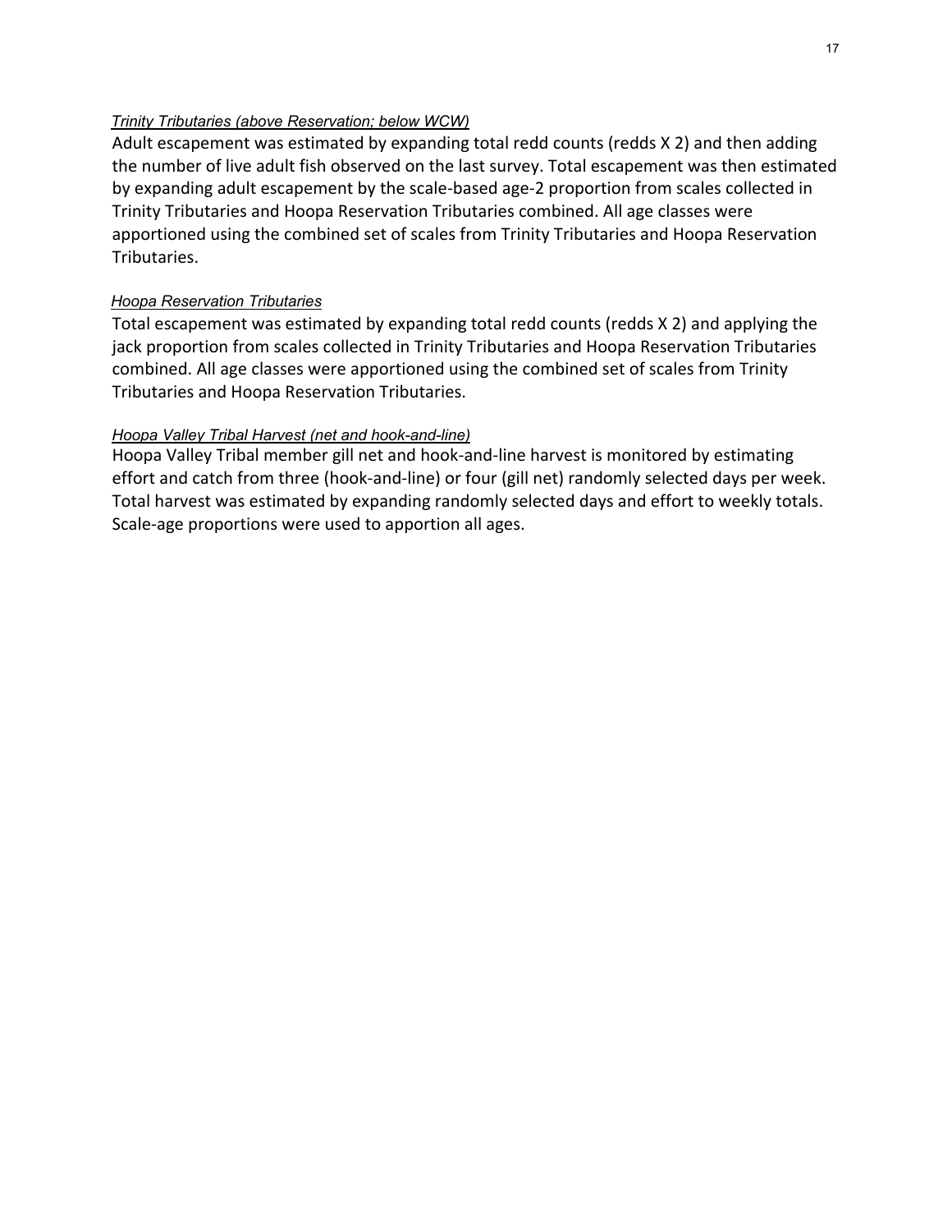*Trinity Tributaries (above Reservation; below WCW)*

Adult escapement was estimated by expanding total redd counts (redds X 2) and then adding the number of live adult fish observed on the last survey. Total escapement was then estimated by expanding adult escapement by the scale-based age-2 proportion from scales collected in Trinity Tributaries and Hoopa Reservation Tributaries combined. All age classes were apportioned using the combined set of scales from Trinity Tributaries and Hoopa Reservation Tributaries.

*Hoopa Reservation Tributaries*

Total escapement was estimated by expanding total redd counts (redds X 2) and applying the jack proportion from scales collected in Trinity Tributaries and Hoopa Reservation Tributaries combined. All age classes were apportioned using the combined set of scales from Trinity Tributaries and Hoopa Reservation Tributaries.

*Hoopa Valley Tribal Harvest (net and hook-and-line)*

Hoopa Valley Tribal member gill net and hook-and-line harvest is monitored by estimating effort and catch from three (hook-and-line) or four (gill net) randomly selected days per week. Total harvest was estimated by expanding randomly selected days and effort to weekly totals. Scale-age proportions were used to apportion all ages.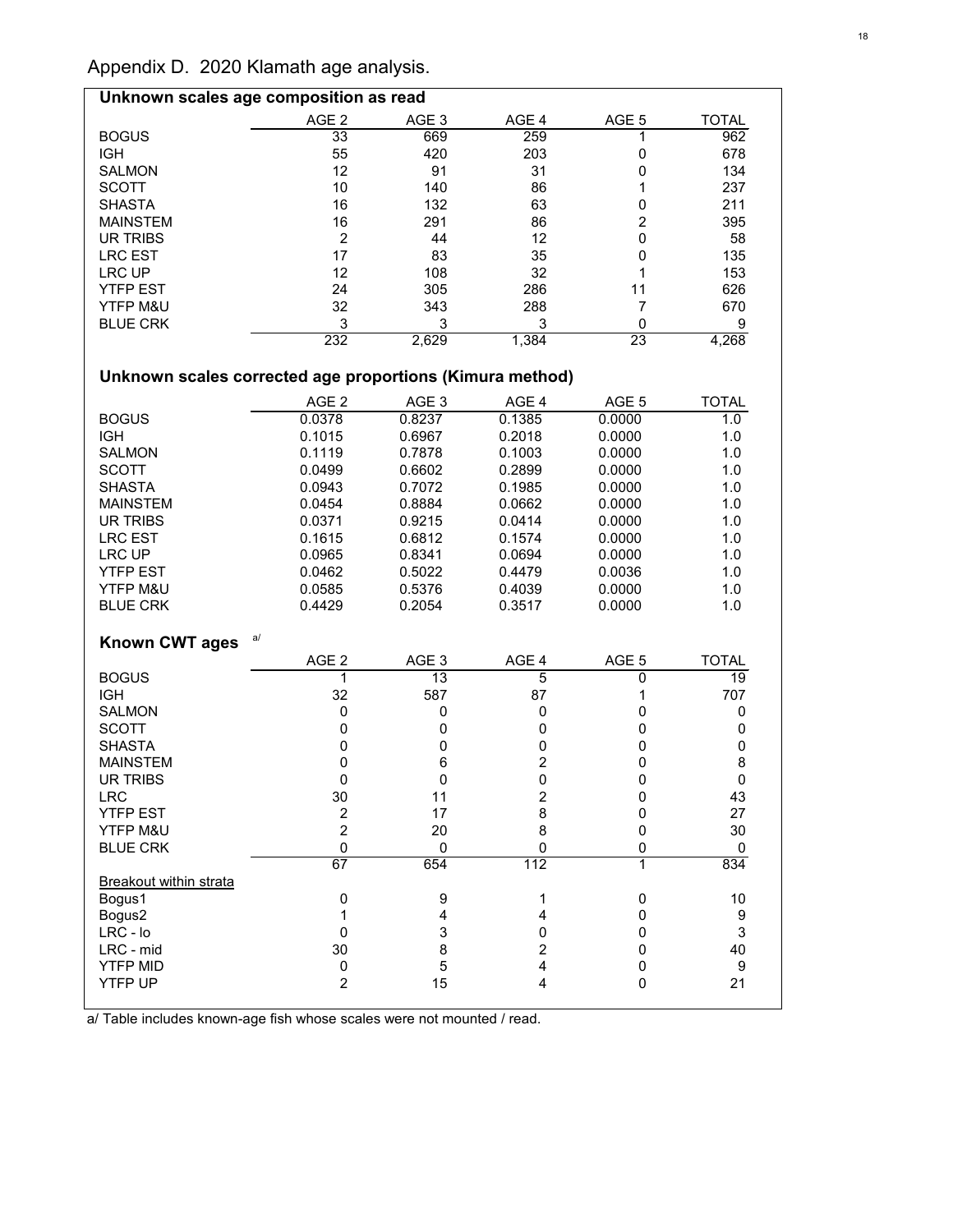Appendix D. 2020 Klamath age analysis.

### Unknown scales age composition as read

| | AGE 2 | AGE 3 | AGE 4 | AGE 5 | TOTAL |
|---|---|---|---|---|---|
| BOGUS | 33 | 669 | 259 | 1 | 962 |
| IGH | 55 | 420 | 203 | 0 | 678 |
| SALMON | 12 | 91 | 31 | 0 | 134 |
| SCOTT | 10 | 140 | 86 | 1 | 237 |
| SHASTA | 16 | 132 | 63 | 0 | 211 |
| MAINSTEM | 16 | 291 | 86 | 2 | 395 |
| UR TRIBS | 2 | 44 | 12 | 0 | 58 |
| LRC EST | 17 | 83 | 35 | 0 | 135 |
| LRC UP | 12 | 108 | 32 | 1 | 153 |
| YTFP EST | 24 | 305 | 286 | 11 | 626 |
| YTFP M&U | 32 | 343 | 288 | 7 | 670 |
| BLUE CRK | 3 | 3 | 3 | 0 | 9 |
| | 232 | 2,629 | 1,384 | 23 | 4,268 |

### Unknown scales corrected age proportions (Kimura method)

| | AGE 2 | AGE 3 | AGE 4 | AGE 5 | TOTAL |
|---|---|---|---|---|---|
| BOGUS | 0.0378 | 0.8237 | 0.1385 | 0.0000 | 1.0 |
| IGH | 0.1015 | 0.6967 | 0.2018 | 0.0000 | 1.0 |
| SALMON | 0.1119 | 0.7878 | 0.1003 | 0.0000 | 1.0 |
| SCOTT | 0.0499 | 0.6602 | 0.2899 | 0.0000 | 1.0 |
| SHASTA | 0.0943 | 0.7072 | 0.1985 | 0.0000 | 1.0 |
| MAINSTEM | 0.0454 | 0.8884 | 0.0662 | 0.0000 | 1.0 |
| UR TRIBS | 0.0371 | 0.9215 | 0.0414 | 0.0000 | 1.0 |
| LRC EST | 0.1615 | 0.6812 | 0.1574 | 0.0000 | 1.0 |
| LRC UP | 0.0965 | 0.8341 | 0.0694 | 0.0000 | 1.0 |
| YTFP EST | 0.0462 | 0.5022 | 0.4479 | 0.0036 | 1.0 |
| YTFP M&U | 0.0585 | 0.5376 | 0.4039 | 0.0000 | 1.0 |
| BLUE CRK | 0.4429 | 0.2054 | 0.3517 | 0.0000 | 1.0 |

### Known CWT ages [a/]

| | AGE 2 | AGE 3 | AGE 4 | AGE 5 | TOTAL |
|---|---|---|---|---|---|
| BOGUS | 1 | 13 | 5 | 0 | 19 |
| IGH | 32 | 587 | 87 | 1 | 707 |
| SALMON | 0 | 0 | 0 | 0 | 0 |
| SCOTT | 0 | 0 | 0 | 0 | 0 |
| SHASTA | 0 | 0 | 0 | 0 | 0 |
| MAINSTEM | 0 | 6 | 2 | 0 | 8 |
| UR TRIBS | 0 | 0 | 0 | 0 | 0 |
| LRC | 30 | 11 | 2 | 0 | 43 |
| YTFP EST | 2 | 17 | 8 | 0 | 27 |
| YTFP M&U | 2 | 20 | 8 | 0 | 30 |
| BLUE CRK | 0 | 0 | 0 | 0 | 0 |
| | 67 | 654 | 112 | 1 | 834 |
| Breakout within strata | | | | | |
| Bogus1 | 0 | 9 | 1 | 0 | 10 |
| Bogus2 | 1 | 4 | 4 | 0 | 9 |
| LRC - lo | 0 | 3 | 0 | 0 | 3 |
| LRC - mid | 30 | 8 | 2 | 0 | 40 |
| YTFP MID | 0 | 5 | 4 | 0 | 9 |
| YTFP UP | 2 | 15 | 4 | 0 | 21 |

a/ Table includes known-age fish whose scales were not mounted / read.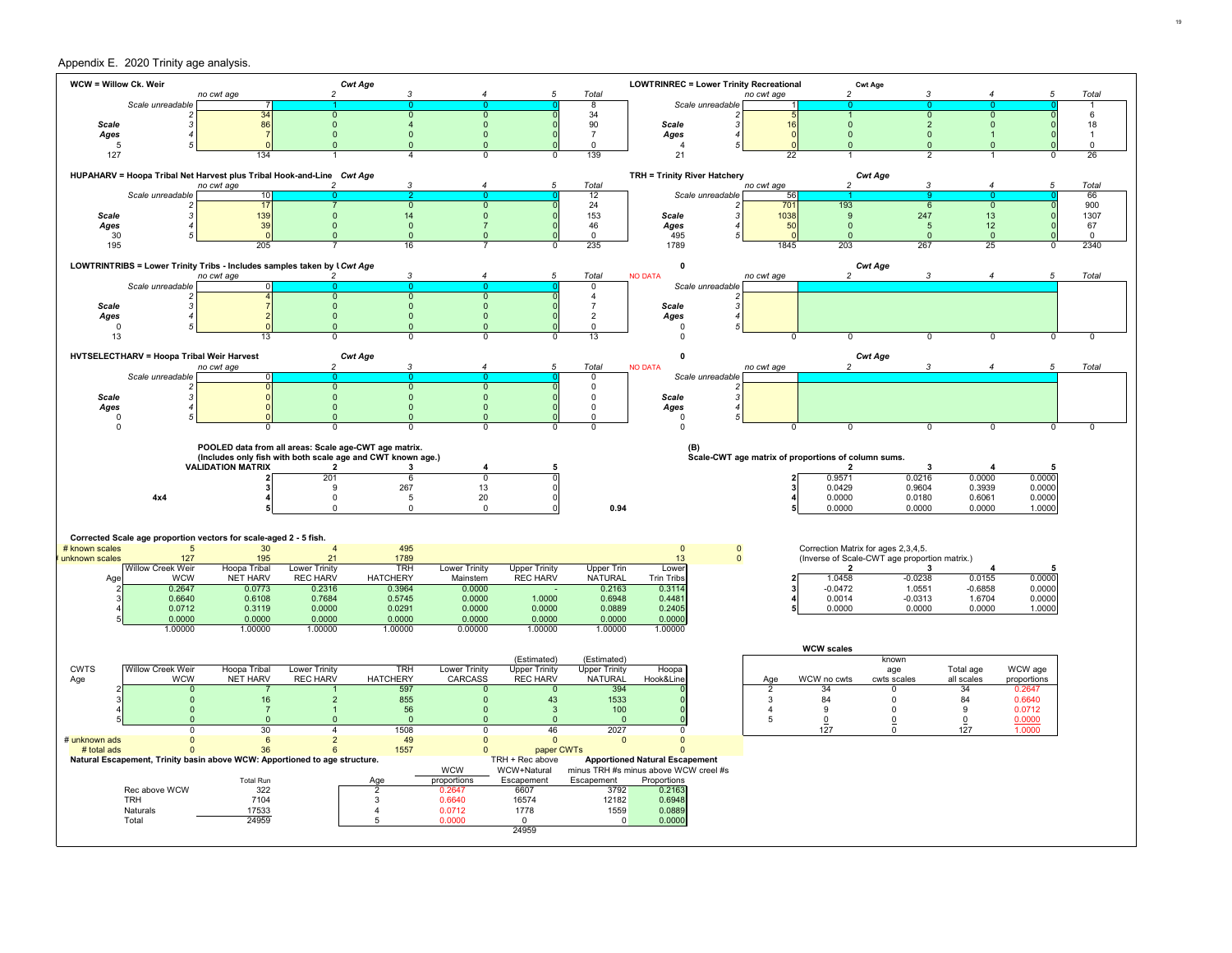# Appendix E. 2020 Trinity age analysis.

**WCW = Willow Ck. Weir**

| | | no cwt age | Cwt Age 2 | 3 | 4 | 5 | Total |
|---|---|---|---|---|---|---|---|
| | Scale unreadable | 7 | 1 | 0 | 0 | 0 | 8 |
| | 2 | 34 | 0 | 0 | 0 | 0 | 34 |
| Scale | 3 | 86 | 0 | 4 | 0 | 0 | 90 |
| Ages | 4 | 7 | 0 | 0 | 0 | 0 | 7 |
| 5 | 5 | 0 | 0 | 0 | 0 | 0 | 0 |
| 127 | | 134 | 1 | 4 | 0 | 0 | 139 |

**LOWTRINREC = Lower Trinity Recreational**

| | | no cwt age | Cwt Age 2 | 3 | 4 | 5 | Total |
|---|---|---|---|---|---|---|---|
| | Scale unreadable | 1 | 0 | 0 | 0 | 0 | 1 |
| | 2 | 5 | 1 | 0 | 0 | 0 | 6 |
| Scale | 3 | 16 | 0 | 2 | 0 | 0 | 18 |
| Ages | 4 | 0 | 0 | 0 | 1 | 0 | 1 |
| 4 | 5 | 0 | 0 | 0 | 0 | 0 | 0 |
| 21 | | 22 | 1 | 2 | 1 | 0 | 26 |

**HUPAHARV = Hoopa Tribal Net Harvest plus Tribal Hook-and-Line**

| | | no cwt age | Cwt Age 2 | 3 | 4 | 5 | Total |
|---|---|---|---|---|---|---|---|
| | Scale unreadable | 10 | 0 | 2 | 0 | 0 | 12 |
| | 2 | 17 | 7 | 0 | 0 | 0 | 24 |
| Scale | 3 | 139 | 0 | 14 | 0 | 0 | 153 |
| Ages | 4 | 39 | 0 | 0 | 7 | 0 | 46 |
| 30 | 5 | 0 | 0 | 0 | 0 | 0 | 0 |
| 195 | | 205 | 7 | 16 | 7 | 0 | 235 |

**TRH = Trinity River Hatchery**

| | | no cwt age | Cwt Age 2 | 3 | 4 | 5 | Total |
|---|---|---|---|---|---|---|---|
| | Scale unreadable | 56 | 1 | 9 | 0 | 0 | 66 |
| | 2 | 701 | 193 | 6 | 0 | 0 | 900 |
| Scale | 3 | 1038 | 9 | 247 | 13 | 0 | 1307 |
| Ages | 4 | 50 | 0 | 5 | 12 | 0 | 67 |
| 495 | 5 | 0 | 0 | 0 | 0 | 0 | 0 |
| 1789 | | 1845 | 203 | 267 | 25 | 0 | 2340 |

**LOWTRINTRIBS = Lower Trinity Tribs - Includes samples taken by U**

| | | no cwt age | Cwt Age 2 | 3 | 4 | 5 | Total |
|---|---|---|---|---|---|---|---|
| | Scale unreadable | 0 | 0 | 0 | 0 | 0 | 0 |
| | 2 | 4 | 0 | 0 | 0 | 0 | 4 |
| Scale | 3 | 7 | 0 | 0 | 0 | 0 | 7 |
| Ages | 4 | 2 | 0 | 0 | 0 | 0 | 2 |
| 0 | 5 | 0 | 0 | 0 | 0 | 0 | 0 |
| 13 | | 13 | 0 | 0 | 0 | 0 | 13 |

**0** NO DATA

| | | no cwt age | Cwt Age 2 | 3 | 4 | 5 | Total |
|---|---|---|---|---|---|---|---|
| | Scale unreadable | | | | | | |
| | 2 | | | | | | |
| Scale | 3 | | | | | | |
| Ages | 4 | | | | | | |
| 0 | 5 | | | | | | |
| 0 | | 0 | 0 | 0 | 0 | 0 | 0 |

**HVTSELECTHARV = Hoopa Tribal Weir Harvest**

| | | no cwt age | Cwt Age 2 | 3 | 4 | 5 | Total |
|---|---|---|---|---|---|---|---|
| | Scale unreadable | 0 | 0 | 0 | 0 | 0 | 0 |
| | 2 | 0 | 0 | 0 | 0 | 0 | 0 |
| Scale | 3 | 0 | 0 | 0 | 0 | 0 | 0 |
| Ages | 4 | 0 | 0 | 0 | 0 | 0 | 0 |
| 0 | 5 | 0 | 0 | 0 | 0 | 0 | 0 |
| 0 | | 0 | 0 | 0 | 0 | 0 | 0 |

**0** NO DATA

| | | no cwt age | Cwt Age 2 | 3 | 4 | 5 | Total |
|---|---|---|---|---|---|---|---|
| | Scale unreadable | | | | | | |
| | 2 | | | | | | |
| Scale | 3 | | | | | | |
| Ages | 4 | | | | | | |
| 0 | 5 | | | | | | |
| 0 | | 0 | 0 | 0 | 0 | 0 | 0 |

POOLED data from all areas: Scale age-CWT age matrix.
(Includes only fish with both scale age and CWT known age.)

**VALIDATION MATRIX** (4x4)

| | 2 | 3 | 4 | 5 |
|---|---|---|---|---|
| 2 | 201 | 6 | 0 | 0 |
| 3 | 9 | 267 | 13 | 0 |
| 4 | 0 | 5 | 20 | 0 |
| 5 | 0 | 0 | 0 | 0 |

0.94

(B)
Scale-CWT age matrix of proportions of column sums.

| | 2 | 3 | 4 | 5 |
|---|---|---|---|---|
| 2 | 0.9571 | 0.0216 | 0.0000 | 0.0000 |
| 3 | 0.0429 | 0.9604 | 0.3939 | 0.0000 |
| 4 | 0.0000 | 0.0180 | 0.6061 | 0.0000 |
| 5 | 0.0000 | 0.0000 | 0.0000 | 1.0000 |

Corrected Scale age proportion vectors for scale-aged 2 - 5 fish.

| | Willow Creek Weir WCW | Hoopa Tribal NET HARV | Lower Trinity REC HARV | TRH HATCHERY | Lower Trinity Mainstem | Upper Trinity REC HARV | Upper Trin NATURAL | Lower Trin Tribs | | |
|---|---|---|---|---|---|---|---|---|---|---|
| # known scales | 5 | 30 | 4 | 495 | | | | 0 | 0 | |
| # unknown scales | 127 | 195 | 21 | 1789 | | | | 13 | 0 | |
| Age 2 | 0.2647 | 0.0773 | 0.2316 | 0.3964 | 0.0000 | - | 0.2163 | 0.3114 | | |
| 3 | 0.6640 | 0.6108 | 0.7684 | 0.5745 | 0.0000 | 1.0000 | 0.6948 | 0.4481 | | |
| 4 | 0.0712 | 0.3119 | 0.0000 | 0.0291 | 0.0000 | 0.0000 | 0.0889 | 0.2405 | | |
| 5 | 0.0000 | 0.0000 | 0.0000 | 0.0000 | 0.0000 | 0.0000 | 0.0000 | 0.0000 | | |
| | 1.00000 | 1.00000 | 1.00000 | 1.00000 | 0.00000 | 1.00000 | 1.00000 | 1.00000 | | |

Correction Matrix for ages 2,3,4,5.
(Inverse of Scale-CWT age proportion matrix.)

| | 2 | 3 | 4 | 5 |
|---|---|---|---|---|
| 2 | 1.0458 | -0.0238 | 0.0155 | 0.0000 |
| 3 | -0.0472 | 1.0551 | -0.6858 | 0.0000 |
| 4 | 0.0014 | -0.0313 | 1.6704 | 0.0000 |
| 5 | 0.0000 | 0.0000 | 0.0000 | 1.0000 |

| CWTS Age | Willow Creek Weir WCW | Hoopa Tribal NET HARV | Lower Trinity REC HARV | TRH HATCHERY | Lower Trinity CARCASS | (Estimated) Upper Trinity REC HARV | (Estimated) Upper Trinity NATURAL | Hoopa Hook&Line |
|---|---|---|---|---|---|---|---|---|
| 2 | 0 | 7 | 1 | 597 | 0 | 0 | 394 | 0 |
| 3 | 0 | 16 | 2 | 855 | 0 | 43 | 1533 | 0 |
| 4 | 0 | 7 | 1 | 56 | 0 | 3 | 100 | 0 |
| 5 | 0 | 0 | 0 | 0 | 0 | 0 | 0 | 0 |
| | 0 | 30 | 4 | 1508 | 0 | 46 | 2027 | 0 |
| # unknown ads | 0 | 6 | 2 | 49 | 0 | 0 | 0 | 0 |
| # total ads | 0 | 36 | 6 | 1557 | 0 | paper CWTs | | 0 |

**WCW scales**

| Age | WCW no cwts | known age cwts scales | Total age all scales | WCW age proportions |
|---|---|---|---|---|
| 2 | 34 | 0 | 34 | 0.2647 |
| 3 | 84 | 0 | 84 | 0.6640 |
| 4 | 9 | 0 | 9 | 0.0712 |
| 5 | 0 | 0 | 0 | 0.0000 |
| | 127 | 0 | 127 | 1.0000 |

Natural Escapement, Trinity basin above WCW: Apportioned to age structure.

| | Total Run |
|---|---|
| Rec above WCW | 322 |
| TRH | 7104 |
| Naturals | 17533 |
| Total | 24959 |

| Age | WCW proportions | TRH + Rec above WCW+Natural Escapement | Apportioned Natural Escapement minus TRH #s minus above WCW creel #s Escapement | Proportions |
|---|---|---|---|---|
| 2 | 0.2647 | 6607 | 3792 | 0.2163 |
| 3 | 0.6640 | 16574 | 12182 | 0.6948 |
| 4 | 0.0712 | 1778 | 1559 | 0.0889 |
| 5 | 0.0000 | 0 | 0 | 0.0000 |
| | | 24959 | | |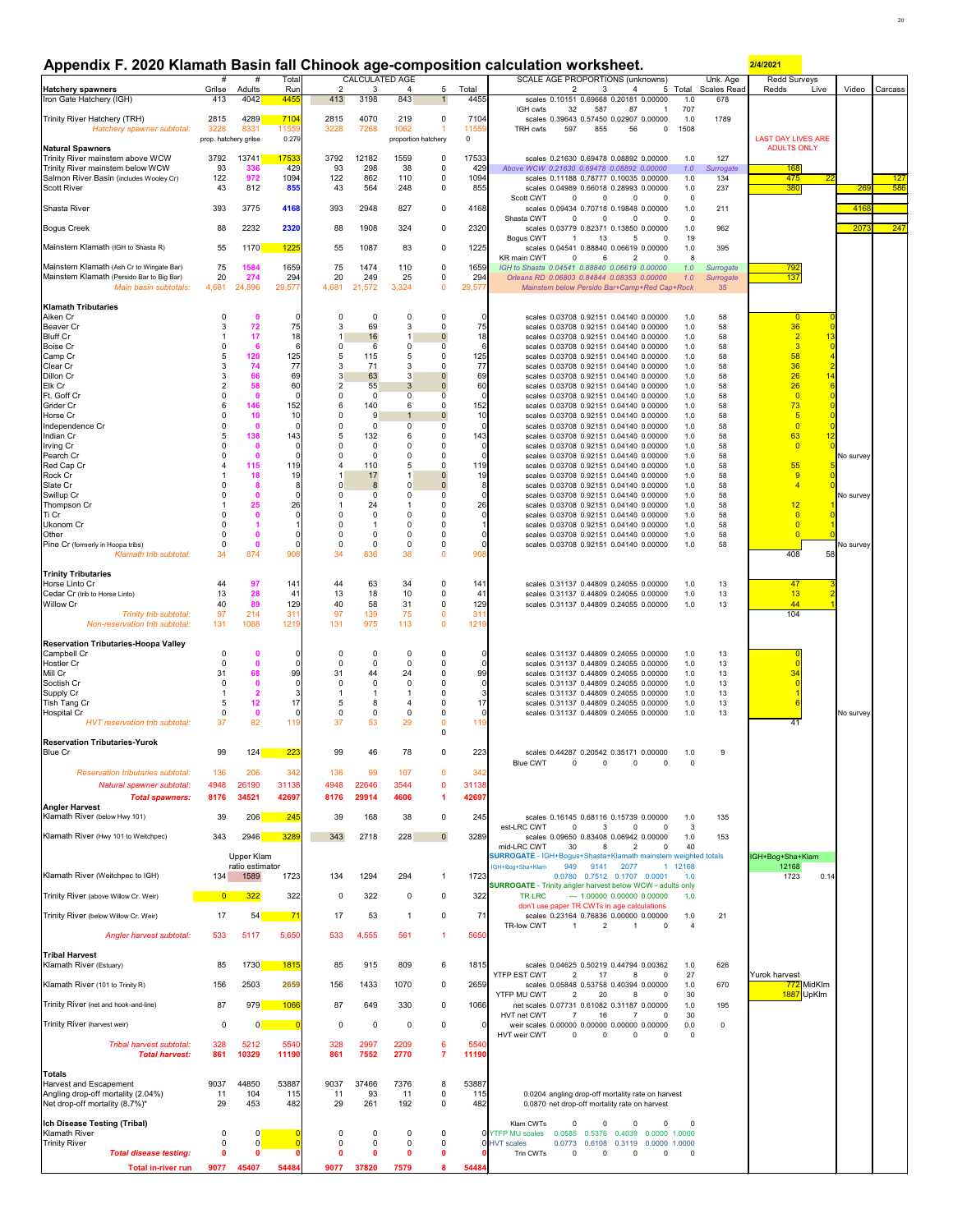# Appendix F. 2020 Klamath Basin fall Chinook age-composition calculation worksheet.

2/4/2021

| | # | # | Total | CALCULATED AGE | | | | | SCALE AGE PROPORTIONS (unknowns) | | | | | | Unk. Age | Redd Surveys | | | |
|---|---|---|---|---|---|---|---|---|---|---|---|---|---|---|---|---|---|---|---|
| **Hatchery spawners** | Grilse | Adults | Run | 2 | 3 | 4 | 5 | Total | | 2 | 3 | 4 | 5 | Total | Scales Read | Redds | Live | Video | Carcass |
| Iron Gate Hatchery (IGH) | 413 | 4042 | 4455 | 413 | 3198 | 843 | 1 | 4455 | scales | 0.10151 | 0.69668 | 0.20181 | 0.00000 | 1.0 | 678 | | | | |
| | | | | | | | | | IGH cwts | 32 | 587 | 87 | 1 | 707 | | | | | |
| Trinity River Hatchery (TRH) | 2815 | 4289 | 7104 | 2815 | 4070 | 219 | 0 | 7104 | scales | 0.39643 | 0.57450 | 0.02907 | 0.00000 | 1.0 | 1789 | | | | |
| *Hatchery spawner subtotal:* | 3228 | 8331 | 11559 | 3228 | 7268 | 1062 | 1 | 11559 | TRH cwts | 597 | 855 | 56 | 0 | 1508 | | | | | |
| | prop. hatchery grilse | | 0.279 | | proportion hatchery | | 0 | | | | | | | | | LAST DAY LIVES ARE ADULTS ONLY | | | |
| **Natural Spawners** | | | | | | | | | | | | | | | | | | | |
| Trinity River mainstem above WCW | 3792 | 13741 | 17533 | 3792 | 12182 | 1559 | 0 | 17533 | scales | 0.21630 | 0.69478 | 0.08892 | 0.00000 | 1.0 | 127 | | | | |
| Trinity River mainstem below WCW | 93 | 336 | 429 | 93 | 298 | 38 | 0 | 429 | Above WCW | 0.21630 | 0.69478 | 0.08892 | 0.00000 | 1.0 | Surrogate | 168 | | | |
| Salmon River Basin (includes Wooley Cr) | 122 | 972 | 1094 | 122 | 862 | 110 | 0 | 1094 | scales | 0.11188 | 0.78777 | 0.10035 | 0.00000 | 1.0 | 134 | 475 | 22 | | 127 |
| Scott River | 43 | 812 | 855 | 43 | 564 | 248 | 0 | 855 | scales | 0.04989 | 0.66018 | 0.28993 | 0.00000 | 1.0 | 237 | 380 | | 269 | 586 |
| | | | | | | | | | Scott CWT | 0 | 0 | 0 | 0 | 0 | | | | | |
| Shasta River | 393 | 3775 | 4168 | 393 | 2948 | 827 | 0 | 4168 | scales | 0.09434 | 0.70718 | 0.19848 | 0.00000 | 1.0 | 211 | | | 4168 | |
| | | | | | | | | | Shasta CWT | 0 | 0 | 0 | 0 | 0 | | | | | |
| Bogus Creek | 88 | 2232 | 2320 | 88 | 1908 | 324 | 0 | 2320 | scales | 0.03779 | 0.82371 | 0.13850 | 0.00000 | 1.0 | 962 | | | 2073 | 247 |
| | | | | | | | | | Bogus CWT | 1 | 13 | 5 | 0 | 19 | | | | | |
| Mainstem Klamath (IGH to Shasta R) | 55 | 1170 | 1225 | 55 | 1087 | 83 | 0 | 1225 | scales | 0.04541 | 0.88840 | 0.06619 | 0.00000 | 1.0 | 395 | | | | |
| | | | | | | | | | KR main CWT | 0 | 6 | 2 | 0 | 8 | | | | | |
| Mainstem Klamath (Ash Cr to Wingate Bar) | 75 | 1584 | 1659 | 75 | 1474 | 110 | 0 | 1659 | IGH to Shasta | 0.04541 | 0.88840 | 0.06619 | 0.00000 | 1.0 | Surrogate | 792 | | | |
| Mainstem Klamath (Persido Bar to Big Bar) | 20 | 274 | 294 | 20 | 249 | 25 | 0 | 294 | Orleans RD | 0.06803 | 0.84844 | 0.08353 | 0.00000 | 1.0 | Surrogate | 137 | | | |
| *Main basin subtotals:* | 4,681 | 24,896 | 29,577 | 4,681 | 21,572 | 3,324 | 0 | 29,577 | Mainstem below Persido Bar+Camp+Red Cap+Rock | | | | | | 35 | | | | |
| **Klamath Tributaries** | | | | | | | | | | | | | | | | | | | |
| Aiken Cr | 0 | 0 | 0 | 0 | 0 | 0 | 0 | 0 | scales | 0.03708 | 0.92151 | 0.04140 | 0.00000 | 1.0 | 58 | 0 | 0 | | |
| Beaver Cr | 3 | 72 | 75 | 3 | 69 | 3 | 0 | 75 | scales | 0.03708 | 0.92151 | 0.04140 | 0.00000 | 1.0 | 58 | 36 | 0 | | |
| Bluff Cr | 1 | 17 | 18 | 1 | 16 | 1 | 0 | 18 | scales | 0.03708 | 0.92151 | 0.04140 | 0.00000 | 1.0 | 58 | 2 | 13 | | |
| Boise Cr | 0 | 6 | 6 | 0 | 6 | 0 | 0 | 6 | scales | 0.03708 | 0.92151 | 0.04140 | 0.00000 | 1.0 | 58 | 3 | 0 | | |
| Camp Cr | 5 | 120 | 125 | 5 | 115 | 5 | 0 | 125 | scales | 0.03708 | 0.92151 | 0.04140 | 0.00000 | 1.0 | 58 | 58 | 4 | | |
| Clear Cr | 3 | 74 | 77 | 3 | 71 | 3 | 0 | 77 | scales | 0.03708 | 0.92151 | 0.04140 | 0.00000 | 1.0 | 58 | 36 | 2 | | |
| Dillon Cr | 3 | 66 | 69 | 3 | 63 | 3 | 0 | 69 | scales | 0.03708 | 0.92151 | 0.04140 | 0.00000 | 1.0 | 58 | 26 | 14 | | |
| Elk Cr | 2 | 58 | 60 | 2 | 55 | 3 | 0 | 60 | scales | 0.03708 | 0.92151 | 0.04140 | 0.00000 | 1.0 | 58 | 26 | 6 | | |
| Ft. Goff Cr | 0 | 0 | 0 | 0 | 0 | 0 | 0 | 0 | scales | 0.03708 | 0.92151 | 0.04140 | 0.00000 | 1.0 | 58 | 0 | 0 | | |
| Grider Cr | 6 | 146 | 152 | 6 | 140 | 6 | 0 | 152 | scales | 0.03708 | 0.92151 | 0.04140 | 0.00000 | 1.0 | 58 | 73 | 0 | | |
| Horse Cr | 0 | 10 | 10 | 0 | 9 | 1 | 0 | 10 | scales | 0.03708 | 0.92151 | 0.04140 | 0.00000 | 1.0 | 58 | 5 | 0 | | |
| Independence Cr | 0 | 0 | 0 | 0 | 0 | 0 | 0 | 0 | scales | 0.03708 | 0.92151 | 0.04140 | 0.00000 | 1.0 | 58 | 0 | 0 | | |
| Indian Cr | 5 | 138 | 143 | 5 | 132 | 6 | 0 | 143 | scales | 0.03708 | 0.92151 | 0.04140 | 0.00000 | 1.0 | 58 | 63 | 12 | | |
| Irving Cr | 0 | 0 | 0 | 0 | 0 | 0 | 0 | 0 | scales | 0.03708 | 0.92151 | 0.04140 | 0.00000 | 1.0 | 58 | 0 | 0 | | |
| Pearch Cr | 0 | 0 | 0 | 0 | 0 | 0 | 0 | 0 | scales | 0.03708 | 0.92151 | 0.04140 | 0.00000 | 1.0 | 58 | | | No survey | |
| Red Cap Cr | 4 | 115 | 119 | 4 | 110 | 5 | 0 | 119 | scales | 0.03708 | 0.92151 | 0.04140 | 0.00000 | 1.0 | 58 | 55 | 5 | | |
| Rock Cr | 1 | 18 | 19 | 1 | 17 | 1 | 0 | 19 | scales | 0.03708 | 0.92151 | 0.04140 | 0.00000 | 1.0 | 58 | 9 | 0 | | |
| Slate Cr | 0 | 8 | 8 | 0 | 8 | 0 | 0 | 8 | scales | 0.03708 | 0.92151 | 0.04140 | 0.00000 | 1.0 | 58 | 4 | 0 | | |
| Swillup Cr | 0 | 0 | 0 | 0 | 0 | 0 | 0 | 0 | scales | 0.03708 | 0.92151 | 0.04140 | 0.00000 | 1.0 | 58 | | | No survey | |
| Thompson Cr | 1 | 25 | 26 | 1 | 24 | 1 | 0 | 26 | scales | 0.03708 | 0.92151 | 0.04140 | 0.00000 | 1.0 | 58 | 12 | 1 | | |
| Ti Cr | 0 | 0 | 0 | 0 | 0 | 0 | 0 | 0 | scales | 0.03708 | 0.92151 | 0.04140 | 0.00000 | 1.0 | 58 | 0 | 0 | | |
| Ukonom Cr | 0 | 1 | 1 | 0 | 1 | 0 | 0 | 1 | scales | 0.03708 | 0.92151 | 0.04140 | 0.00000 | 1.0 | 58 | 0 | 1 | | |
| Other | 0 | 0 | 0 | 0 | 0 | 0 | 0 | 0 | scales | 0.03708 | 0.92151 | 0.04140 | 0.00000 | 1.0 | 58 | 0 | 0 | | |
| Pine Cr (formerly in Hoopa tribs) | 0 | 0 | 0 | 0 | 0 | 0 | 0 | 0 | scales | 0.03708 | 0.92151 | 0.04140 | 0.00000 | 1.0 | 58 | | | No survey | |
| *Klamath trib subtotal:* | 34 | 874 | 908 | 34 | 836 | 38 | 0 | 908 | | | | | | | | 408 | 58 | | |
| **Trinity Tributaries** | | | | | | | | | | | | | | | | | | | |
| Horse Linto Cr | 44 | 97 | 141 | 44 | 63 | 34 | 0 | 141 | scales | 0.31137 | 0.44809 | 0.24055 | 0.00000 | 1.0 | 13 | 47 | 3 | | |
| Cedar Cr (trib to Horse Linto) | 13 | 28 | 41 | 13 | 18 | 10 | 0 | 41 | scales | 0.31137 | 0.44809 | 0.24055 | 0.00000 | 1.0 | 13 | 13 | 2 | | |
| Willow Cr | 40 | 89 | 129 | 40 | 58 | 31 | 0 | 129 | scales | 0.31137 | 0.44809 | 0.24055 | 0.00000 | 1.0 | 13 | 44 | 1 | | |
| *Trinity trib subtotal:* | 97 | 214 | 311 | 97 | 139 | 75 | 0 | 311 | | | | | | | | 104 | | | |
| *Non-reservation trib subtotal:* | 131 | 1088 | 1219 | 131 | 975 | 113 | 0 | 1219 | | | | | | | | | | | |
| **Reservation Tributaries-Hoopa Valley** | | | | | | | | | | | | | | | | | | | |
| Campbell Cr | 0 | 0 | 0 | 0 | 0 | 0 | 0 | 0 | scales | 0.31137 | 0.44809 | 0.24055 | 0.00000 | 1.0 | 13 | 0 | | | |
| Hostler Cr | 0 | 0 | 0 | 0 | 0 | 0 | 0 | 0 | scales | 0.31137 | 0.44809 | 0.24055 | 0.00000 | 1.0 | 13 | 0 | | | |
| Mill Cr | 31 | 68 | 99 | 31 | 44 | 24 | 0 | 99 | scales | 0.31137 | 0.44809 | 0.24055 | 0.00000 | 1.0 | 13 | 34 | | | |
| Soctish Cr | 0 | 0 | 0 | 0 | 0 | 0 | 0 | 0 | scales | 0.31137 | 0.44809 | 0.24055 | 0.00000 | 1.0 | 13 | 0 | | | |
| Supply Cr | 1 | 2 | 3 | 1 | 1 | 1 | 0 | 3 | scales | 0.31137 | 0.44809 | 0.24055 | 0.00000 | 1.0 | 13 | 1 | | | |
| Tish Tang Cr | 5 | 12 | 17 | 5 | 8 | 4 | 0 | 17 | scales | 0.31137 | 0.44809 | 0.24055 | 0.00000 | 1.0 | 13 | 6 | | | |
| Hospital Cr | 0 | 0 | 0 | 0 | 0 | 0 | 0 | 0 | scales | 0.31137 | 0.44809 | 0.24055 | 0.00000 | 1.0 | 13 | | | No survey | |
| *HVT reservation trib subtotal:* | 37 | 82 | 119 | 37 | 53 | 29 | 0 | 119 | | | | | | | | 41 | | | |
| | | | | | | | 0 | | | | | | | | | | | | |
| **Reservation Tributaries-Yurok** | | | | | | | | | | | | | | | | | | | |
| Blue Cr | 99 | 124 | 223 | 99 | 46 | 78 | 0 | 223 | scales | 0.44287 | 0.20542 | 0.35171 | 0.00000 | 1.0 | 9 | | | | |
| | | | | | | | | | Blue CWT | 0 | 0 | 0 | 0 | 0 | | | | | |
| *Reservation tributaries subtotal:* | 136 | 206 | 342 | 136 | 99 | 107 | 0 | 342 | | | | | | | | | | | |
| *Natural spawner subtotal:* | 4948 | 26190 | 31138 | 4948 | 22646 | 3544 | 0 | 31138 | | | | | | | | | | | |
| ***Total spawners:*** | 8176 | 34521 | 42697 | 8176 | 29914 | 4606 | 1 | 42697 | | | | | | | | | | | |
| **Angler Harvest** | | | | | | | | | | | | | | | | | | | |
| Klamath River (below Hwy 101) | 39 | 206 | 245 | 39 | 168 | 38 | 0 | 245 | scales | 0.16145 | 0.68116 | 0.15739 | 0.00000 | 1.0 | 135 | | | | |
| | | | | | | | | | est-LRC CWT | 0 | 3 | 0 | 0 | 3 | | | | | |
| Klamath River (Hwy 101 to Weitchpec) | 343 | 2946 | 3289 | 343 | 2718 | 228 | 0 | 3289 | scales | 0.09650 | 0.83408 | 0.06942 | 0.00000 | 1.0 | 153 | | | | |
| | | | | | | | | | mid-LRC CWT | 30 | 8 | 2 | 0 | 40 | | | | | |
| | | | | | | | | | SURROGATE - IGH+Bogus+Shasta+Klamath mainstem weighted totals | | | | | | | IGH+Bog+Sha+Klam | | | |
| | Upper Klam ratio estimator | | | | | | | | IGH+Bog+Sha+Klam | 949 | 9141 | 2077 | 1 | 12168 | | 12168 | | | |
| Klamath River (Weitchpec to IGH) | 134 | 1589 | 1723 | 134 | 1294 | 294 | 0 | 1723 | | 0.0780 | 0.7512 | 0.1707 | 0.0001 | 1.0 | | 1723 | 0.14 | | |
| | | | | | | | | | SURROGATE - Trinity angler harvest below WCW - adults only | | | | | | | | | | |
| Trinity River (above Willow Cr. Weir) | 0 | 322 | 322 | 0 | 322 | 0 | 0 | 322 | TR LRC | --- | 1.00000 | 0.00000 | 0.00000 | 1.0 | | | | | |
| | | | | | | | | | don't use paper TR CWTs in age calculations | | | | | | | | | | |
| Trinity River (below Willow Cr. Weir) | 17 | 54 | 71 | 17 | 53 | 1 | 0 | 71 | scales | 0.23164 | 0.76836 | 0.00000 | 0.00000 | 1.0 | 21 | | | | |
| | | | | | | | | | TR-low CWT | 1 | 2 | 1 | 0 | 4 | | | | | |
| *Angler harvest subtotal:* | 533 | 5117 | 5,650 | 533 | 4,555 | 561 | 1 | 5650 | | | | | | | | | | | |
| **Tribal Harvest** | | | | | | | | | | | | | | | | | | | |
| Klamath River (Estuary) | 85 | 1730 | 1815 | 85 | 915 | 809 | 6 | 1815 | scales | 0.04625 | 0.50219 | 0.44794 | 0.00362 | 1.0 | 626 | Yurok harvest | | | |
| | | | | | | | | | YTFP EST CWT | 2 | 17 | 8 | 0 | 27 | | | | | |
| Klamath River (101 to Trinity R) | 156 | 2503 | 2659 | 156 | 1433 | 1070 | 0 | 2659 | scales | 0.05848 | 0.53758 | 0.40394 | 0.00000 | 1.0 | 670 | 772 | MidKlm | | |
| | | | | | | | | | YTFP MU CWT | 2 | 20 | 8 | 0 | 30 | | 1887 | UpKlm | | |
| Trinity River (net and hook-and-line) | 87 | 979 | 1066 | 87 | 649 | 330 | 0 | 1066 | net scales | 0.07731 | 0.61082 | 0.31187 | 0.00000 | 1.0 | 195 | | | | |
| | | | | | | | | | HVT net CWT | 7 | 16 | 7 | 0 | 30 | | | | | |
| Trinity River (harvest weir) | 0 | 0 | 0 | 0 | 0 | 0 | 0 | 0 | weir scales | 0.00000 | 0.00000 | 0.00000 | 0.00000 | 0.0 | 0 | | | | |
| | | | | | | | | | HVT weir CWT | 0 | 0 | 0 | 0 | 0 | | | | | |
| *Tribal harvest subtotal:* | 328 | 5212 | 5540 | 328 | 2997 | 2209 | 6 | 5540 | | | | | | | | | | | |
| ***Total harvest:*** | 861 | 10329 | 11190 | 861 | 7552 | 2770 | 7 | 11190 | | | | | | | | | | | |
| **Totals** | | | | | | | | | | | | | | | | | | | |
| Harvest and Escapement | 9037 | 44850 | 53887 | 9037 | 37466 | 7376 | 8 | 53887 | | | | | | | | | | | |
| Angling drop-off mortality (2.04%) | 11 | 104 | 115 | 11 | 93 | 11 | 0 | 115 | 0.0204 angling drop-off mortality rate on harvest | | | | | | | | | | |
| Net drop-off mortality (8.7%)* | 29 | 453 | 482 | 29 | 261 | 192 | 0 | 482 | 0.0870 net drop-off mortality rate on harvest | | | | | | | | | | |
| **Ich Disease Testing (Tribal)** | | | | | | | | | | | | | | | | | | | |
| | | | | | | | | | Klam CWTs | 0 | 0 | 0 | 0 | 0 | | | | | |
| Klamath River | 0 | 0 | 0 | 0 | 0 | 0 | 0 | 0 | YTFP MU scales | 0.0585 | 0.5376 | 0.4039 | 0.0000 | 1.0000 | | | | | |
| Trinity River | 0 | 0 | 0 | 0 | 0 | 0 | 0 | 0 | HVT scales | 0.0773 | 0.6108 | 0.3119 | 0.0000 | 1.0000 | | | | | |
| ***Total disease testing:*** | 0 | 0 | 0 | 0 | 0 | 0 | 0 | 0 | Trin CWTs | 0 | 0 | 0 | 0 | 0 | | | | | |
| **Total in-river run** | 9077 | 45407 | 54484 | 9077 | 37820 | 7579 | 8 | 54484 | | | | | | | | | | | |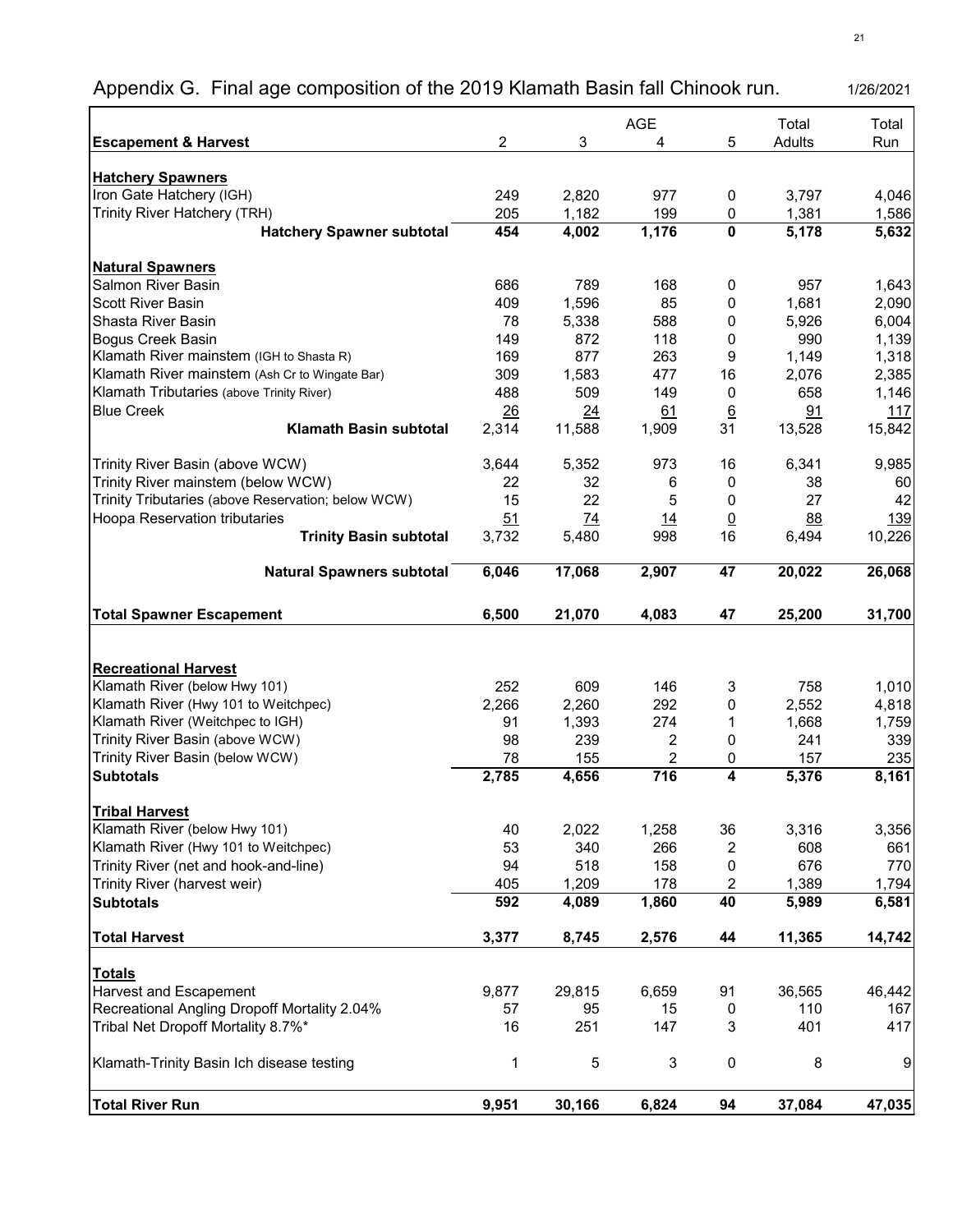# Appendix G. Final age composition of the 2019 Klamath Basin fall Chinook run.

1/26/2021

| Escapement & Harvest | AGE 2 | 3 | 4 | 5 | Total Adults | Total Run |
|---|---|---|---|---|---|---|
| **Hatchery Spawners** | | | | | | |
| Iron Gate Hatchery (IGH) | 249 | 2,820 | 977 | 0 | 3,797 | 4,046 |
| Trinity River Hatchery (TRH) | 205 | 1,182 | 199 | 0 | 1,381 | 1,586 |
| **Hatchery Spawner subtotal** | **454** | **4,002** | **1,176** | **0** | **5,178** | **5,632** |
| **Natural Spawners** | | | | | | |
| Salmon River Basin | 686 | 789 | 168 | 0 | 957 | 1,643 |
| Scott River Basin | 409 | 1,596 | 85 | 0 | 1,681 | 2,090 |
| Shasta River Basin | 78 | 5,338 | 588 | 0 | 5,926 | 6,004 |
| Bogus Creek Basin | 149 | 872 | 118 | 0 | 990 | 1,139 |
| Klamath River mainstem (IGH to Shasta R) | 169 | 877 | 263 | 9 | 1,149 | 1,318 |
| Klamath River mainstem (Ash Cr to Wingate Bar) | 309 | 1,583 | 477 | 16 | 2,076 | 2,385 |
| Klamath Tributaries (above Trinity River) | 488 | 509 | 149 | 0 | 658 | 1,146 |
| Blue Creek | 26 | 24 | 61 | 6 | 91 | 117 |
| **Klamath Basin subtotal** | 2,314 | 11,588 | 1,909 | 31 | 13,528 | 15,842 |
| Trinity River Basin (above WCW) | 3,644 | 5,352 | 973 | 16 | 6,341 | 9,985 |
| Trinity River mainstem (below WCW) | 22 | 32 | 6 | 0 | 38 | 60 |
| Trinity Tributaries (above Reservation; below WCW) | 15 | 22 | 5 | 0 | 27 | 42 |
| Hoopa Reservation tributaries | 51 | 74 | 14 | 0 | 88 | 139 |
| **Trinity Basin subtotal** | 3,732 | 5,480 | 998 | 16 | 6,494 | 10,226 |
| **Natural Spawners subtotal** | **6,046** | **17,068** | **2,907** | **47** | **20,022** | **26,068** |
| **Total Spawner Escapement** | **6,500** | **21,070** | **4,083** | **47** | **25,200** | **31,700** |
| **Recreational Harvest** | | | | | | |
| Klamath River (below Hwy 101) | 252 | 609 | 146 | 3 | 758 | 1,010 |
| Klamath River (Hwy 101 to Weitchpec) | 2,266 | 2,260 | 292 | 0 | 2,552 | 4,818 |
| Klamath River (Weitchpec to IGH) | 91 | 1,393 | 274 | 1 | 1,668 | 1,759 |
| Trinity River Basin (above WCW) | 98 | 239 | 2 | 0 | 241 | 339 |
| Trinity River Basin (below WCW) | 78 | 155 | 2 | 0 | 157 | 235 |
| **Subtotals** | **2,785** | **4,656** | **716** | **4** | **5,376** | **8,161** |
| **Tribal Harvest** | | | | | | |
| Klamath River (below Hwy 101) | 40 | 2,022 | 1,258 | 36 | 3,316 | 3,356 |
| Klamath River (Hwy 101 to Weitchpec) | 53 | 340 | 266 | 2 | 608 | 661 |
| Trinity River (net and hook-and-line) | 94 | 518 | 158 | 0 | 676 | 770 |
| Trinity River (harvest weir) | 405 | 1,209 | 178 | 2 | 1,389 | 1,794 |
| **Subtotals** | **592** | **4,089** | **1,860** | **40** | **5,989** | **6,581** |
| **Total Harvest** | **3,377** | **8,745** | **2,576** | **44** | **11,365** | **14,742** |
| **Totals** | | | | | | |
| Harvest and Escapement | 9,877 | 29,815 | 6,659 | 91 | 36,565 | 46,442 |
| Recreational Angling Dropoff Mortality 2.04% | 57 | 95 | 15 | 0 | 110 | 167 |
| Tribal Net Dropoff Mortality 8.7%* | 16 | 251 | 147 | 3 | 401 | 417 |
| Klamath-Trinity Basin Ich disease testing | 1 | 5 | 3 | 0 | 8 | 9 |
| **Total River Run** | **9,951** | **30,166** | **6,824** | **94** | **37,084** | **47,035** |